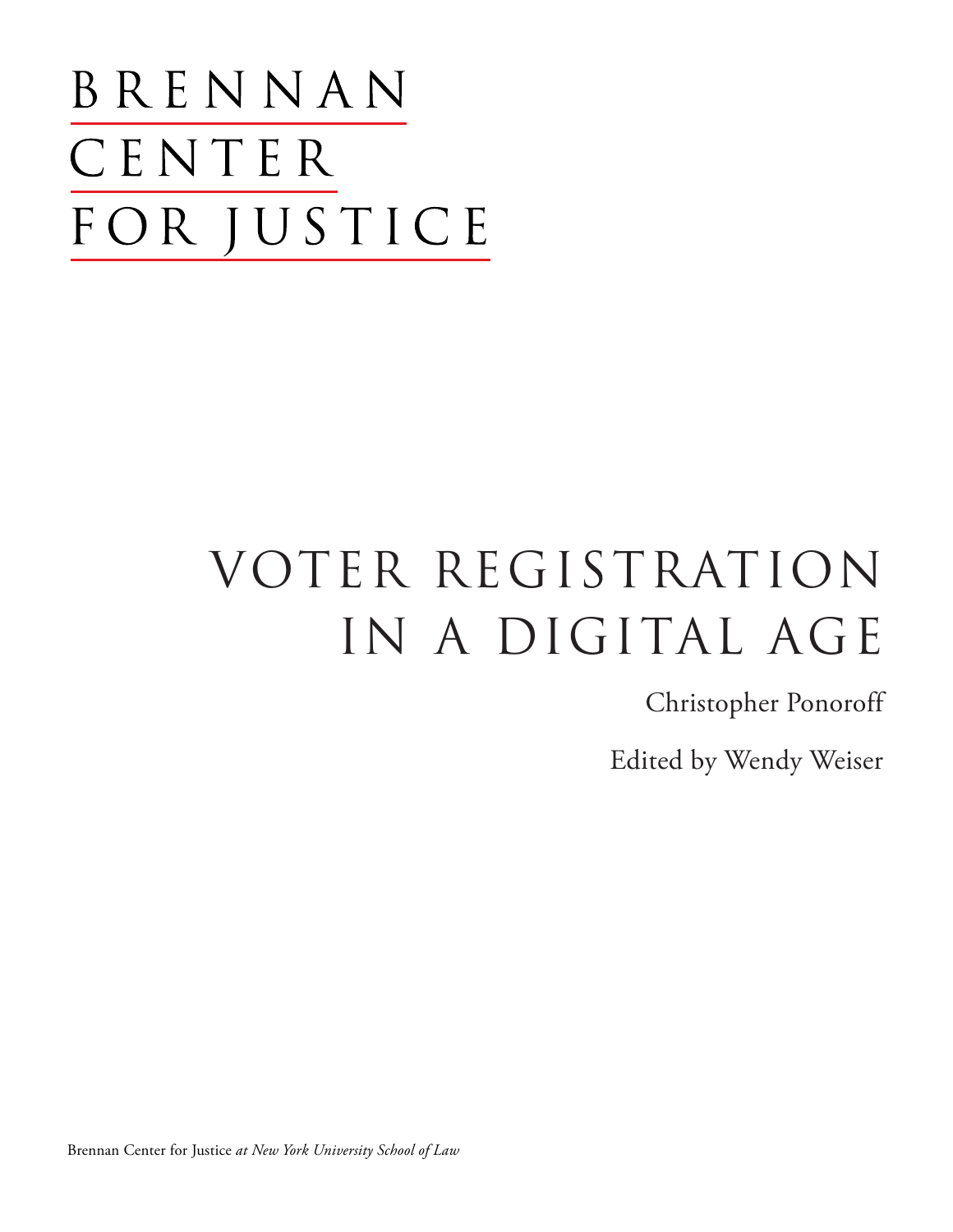BRENNAN
CENTER
FOR JUSTICE

# VOTER REGISTRATION IN A DIGITAL AGE

Christopher Ponoroff

Edited by Wendy Weiser

Brennan Center for Justice *at New York University School of Law*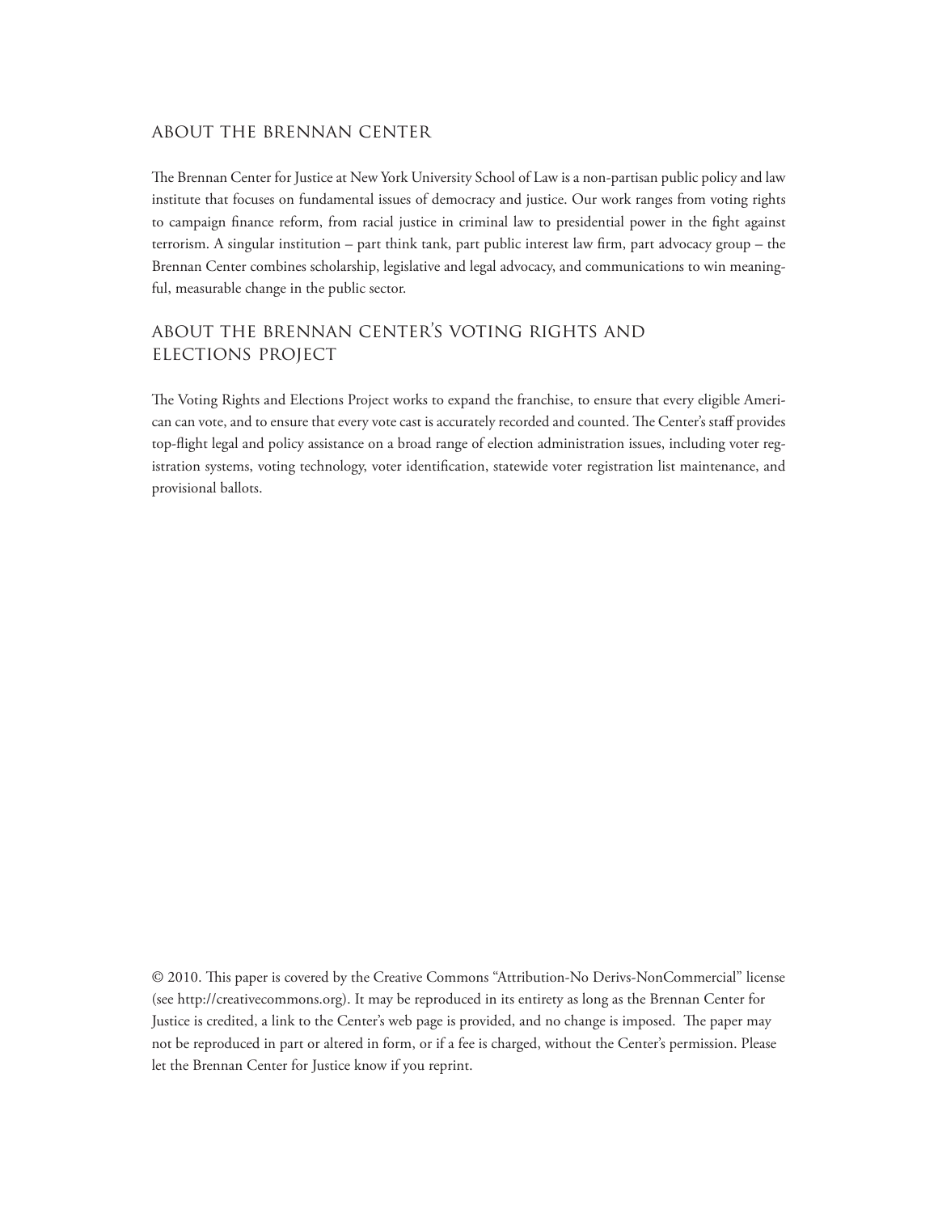## ABOUT THE BRENNAN CENTER

The Brennan Center for Justice at New York University School of Law is a non-partisan public policy and law institute that focuses on fundamental issues of democracy and justice. Our work ranges from voting rights to campaign finance reform, from racial justice in criminal law to presidential power in the fight against terrorism. A singular institution – part think tank, part public interest law firm, part advocacy group – the Brennan Center combines scholarship, legislative and legal advocacy, and communications to win meaningful, measurable change in the public sector.

## ABOUT THE BRENNAN CENTER'S VOTING RIGHTS AND ELECTIONS PROJECT

The Voting Rights and Elections Project works to expand the franchise, to ensure that every eligible American can vote, and to ensure that every vote cast is accurately recorded and counted. The Center's staff provides top-flight legal and policy assistance on a broad range of election administration issues, including voter registration systems, voting technology, voter identification, statewide voter registration list maintenance, and provisional ballots.

© 2010. This paper is covered by the Creative Commons "Attribution-No Derivs-NonCommercial" license (see http://creativecommons.org). It may be reproduced in its entirety as long as the Brennan Center for Justice is credited, a link to the Center's web page is provided, and no change is imposed. The paper may not be reproduced in part or altered in form, or if a fee is charged, without the Center's permission. Please let the Brennan Center for Justice know if you reprint.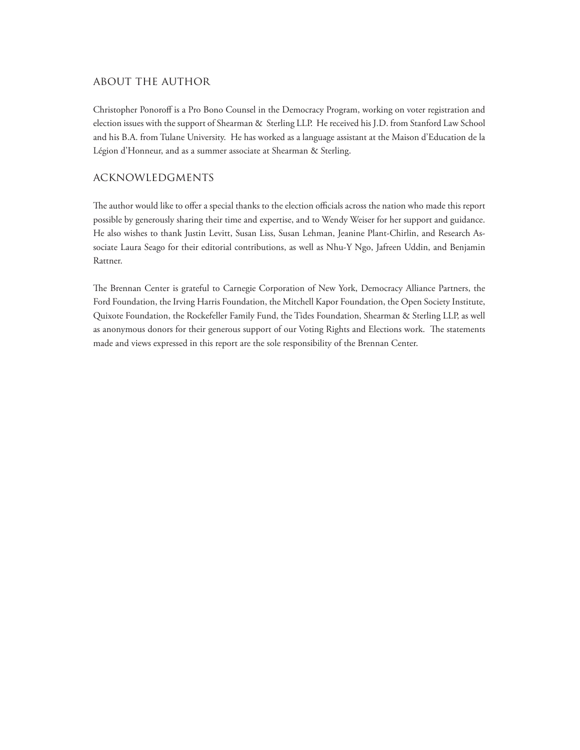## ABOUT THE AUTHOR

Christopher Ponoroff is a Pro Bono Counsel in the Democracy Program, working on voter registration and election issues with the support of Shearman & Sterling LLP. He received his J.D. from Stanford Law School and his B.A. from Tulane University. He has worked as a language assistant at the Maison d'Education de la Légion d'Honneur, and as a summer associate at Shearman & Sterling.

## ACKNOWLEDGMENTS

The author would like to offer a special thanks to the election officials across the nation who made this report possible by generously sharing their time and expertise, and to Wendy Weiser for her support and guidance. He also wishes to thank Justin Levitt, Susan Liss, Susan Lehman, Jeanine Plant-Chirlin, and Research Associate Laura Seago for their editorial contributions, as well as Nhu-Y Ngo, Jafreen Uddin, and Benjamin Rattner.

The Brennan Center is grateful to Carnegie Corporation of New York, Democracy Alliance Partners, the Ford Foundation, the Irving Harris Foundation, the Mitchell Kapor Foundation, the Open Society Institute, Quixote Foundation, the Rockefeller Family Fund, the Tides Foundation, Shearman & Sterling LLP, as well as anonymous donors for their generous support of our Voting Rights and Elections work. The statements made and views expressed in this report are the sole responsibility of the Brennan Center.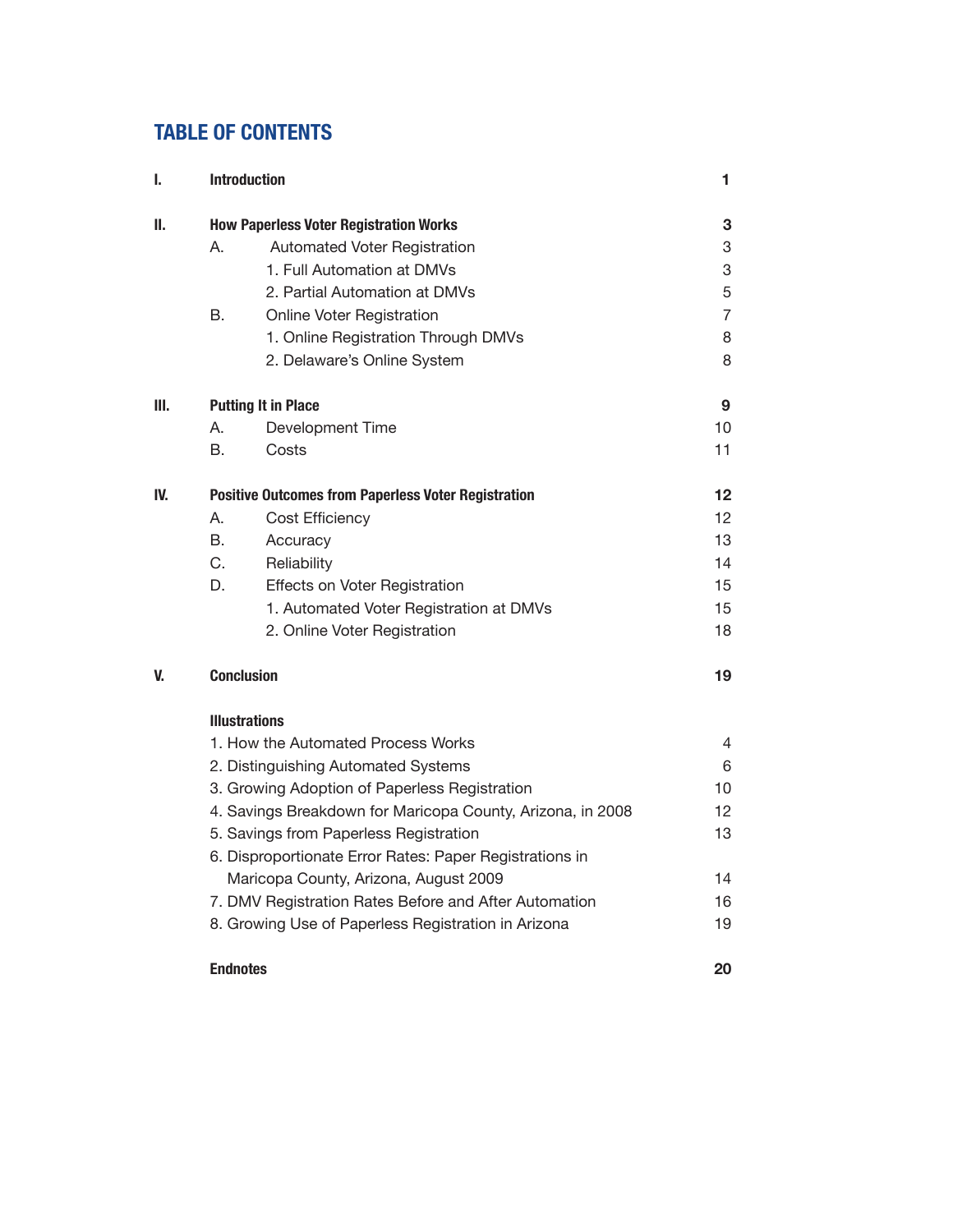# TABLE OF CONTENTS

| | | |
|---|---|---|
| **I.** | **Introduction** | **1** |
| **II.** | **How Paperless Voter Registration Works** | **3** |
| | A. Automated Voter Registration | 3 |
| | 1. Full Automation at DMVs | 3 |
| | 2. Partial Automation at DMVs | 5 |
| | B. Online Voter Registration | 7 |
| | 1. Online Registration Through DMVs | 8 |
| | 2. Delaware's Online System | 8 |
| **III.** | **Putting It in Place** | **9** |
| | A. Development Time | 10 |
| | B. Costs | 11 |
| **IV.** | **Positive Outcomes from Paperless Voter Registration** | **12** |
| | A. Cost Efficiency | 12 |
| | B. Accuracy | 13 |
| | C. Reliability | 14 |
| | D. Effects on Voter Registration | 15 |
| | 1. Automated Voter Registration at DMVs | 15 |
| | 2. Online Voter Registration | 18 |
| **V.** | **Conclusion** | **19** |
| | **Illustrations** | |
| | 1. How the Automated Process Works | 4 |
| | 2. Distinguishing Automated Systems | 6 |
| | 3. Growing Adoption of Paperless Registration | 10 |
| | 4. Savings Breakdown for Maricopa County, Arizona, in 2008 | 12 |
| | 5. Savings from Paperless Registration | 13 |
| | 6. Disproportionate Error Rates: Paper Registrations in Maricopa County, Arizona, August 2009 | 14 |
| | 7. DMV Registration Rates Before and After Automation | 16 |
| | 8. Growing Use of Paperless Registration in Arizona | 19 |
| | **Endnotes** | **20** |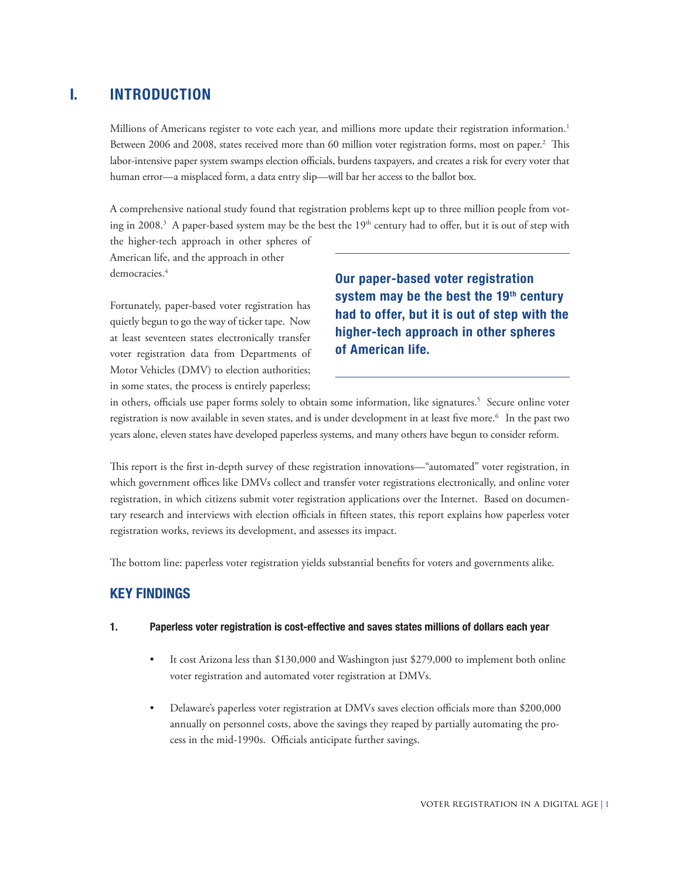# I. INTRODUCTION

Millions of Americans register to vote each year, and millions more update their registration information.[1] Between 2006 and 2008, states received more than 60 million voter registration forms, most on paper.[2] This labor-intensive paper system swamps election officials, burdens taxpayers, and creates a risk for every voter that human error—a misplaced form, a data entry slip—will bar her access to the ballot box.

A comprehensive national study found that registration problems kept up to three million people from voting in 2008.[3] A paper-based system may be the best the 19th century had to offer, but it is out of step with the higher-tech approach in other spheres of American life, and the approach in other democracies.[4]

**Our paper-based voter registration system may be the best the 19th century had to offer, but it is out of step with the higher-tech approach in other spheres of American life.**

Fortunately, paper-based voter registration has quietly begun to go the way of ticker tape. Now at least seventeen states electronically transfer voter registration data from Departments of Motor Vehicles (DMV) to election authorities; in some states, the process is entirely paperless; in others, officials use paper forms solely to obtain some information, like signatures.[5] Secure online voter registration is now available in seven states, and is under development in at least five more.[6] In the past two years alone, eleven states have developed paperless systems, and many others have begun to consider reform.

This report is the first in-depth survey of these registration innovations—"automated" voter registration, in which government offices like DMVs collect and transfer voter registrations electronically, and online voter registration, in which citizens submit voter registration applications over the Internet. Based on documentary research and interviews with election officials in fifteen states, this report explains how paperless voter registration works, reviews its development, and assesses its impact.

The bottom line: paperless voter registration yields substantial benefits for voters and governments alike.

## KEY FINDINGS

### 1. Paperless voter registration is cost-effective and saves states millions of dollars each year

- It cost Arizona less than $130,000 and Washington just $279,000 to implement both online voter registration and automated voter registration at DMVs.
- Delaware's paperless voter registration at DMVs saves election officials more than $200,000 annually on personnel costs, above the savings they reaped by partially automating the process in the mid-1990s. Officials anticipate further savings.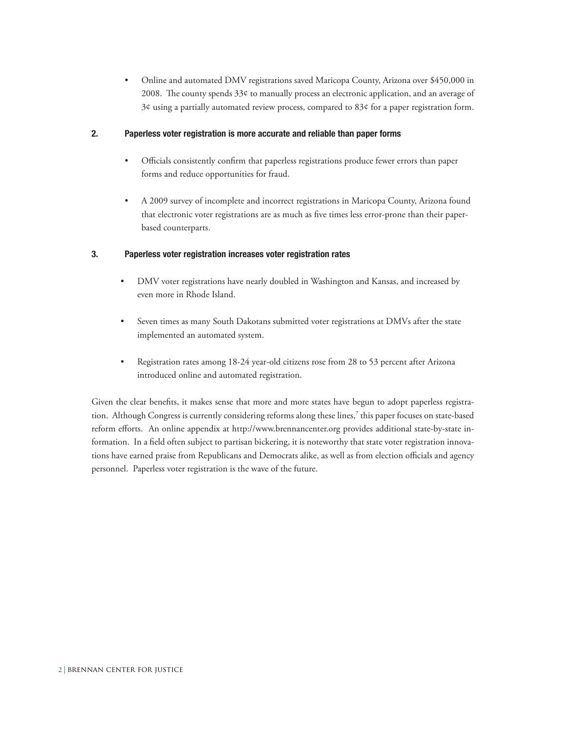- Online and automated DMV registrations saved Maricopa County, Arizona over $450,000 in 2008. The county spends 33¢ to manually process an electronic application, and an average of 3¢ using a partially automated review process, compared to 83¢ for a paper registration form.

**2. Paperless voter registration is more accurate and reliable than paper forms**

- Officials consistently confirm that paperless registrations produce fewer errors than paper forms and reduce opportunities for fraud.

- A 2009 survey of incomplete and incorrect registrations in Maricopa County, Arizona found that electronic voter registrations are as much as five times less error-prone than their paper-based counterparts.

**3. Paperless voter registration increases voter registration rates**

- DMV voter registrations have nearly doubled in Washington and Kansas, and increased by even more in Rhode Island.

- Seven times as many South Dakotans submitted voter registrations at DMVs after the state implemented an automated system.

- Registration rates among 18-24 year-old citizens rose from 28 to 53 percent after Arizona introduced online and automated registration.

Given the clear benefits, it makes sense that more and more states have begun to adopt paperless registration. Although Congress is currently considering reforms along these lines,[7] this paper focuses on state-based reform efforts. An online appendix at http://www.brennancenter.org provides additional state-by-state information. In a field often subject to partisan bickering, it is noteworthy that state voter registration innovations have earned praise from Republicans and Democrats alike, as well as from election officials and agency personnel. Paperless voter registration is the wave of the future.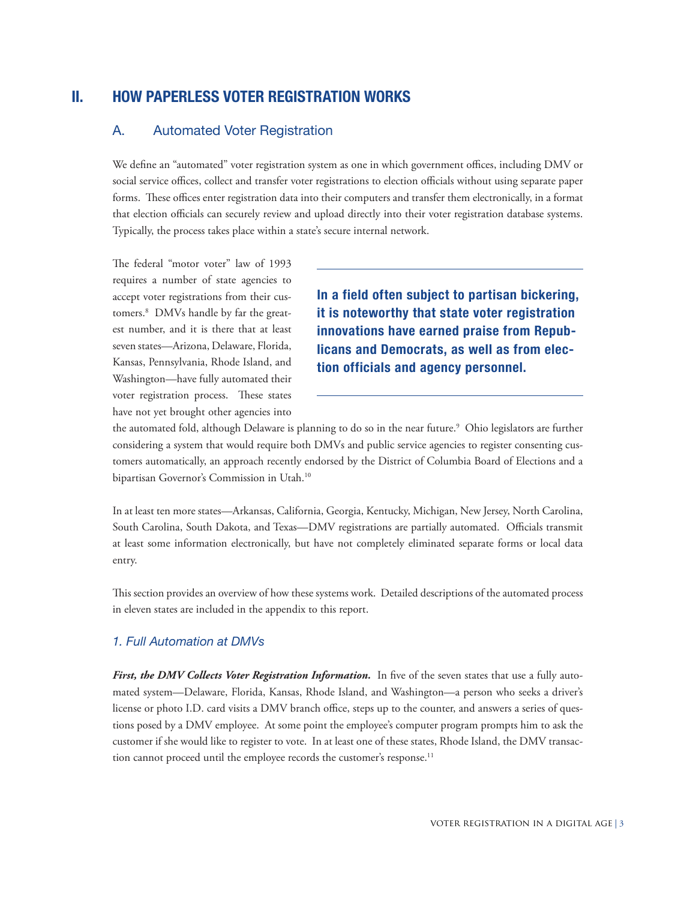## II. HOW PAPERLESS VOTER REGISTRATION WORKS

### A. Automated Voter Registration

We define an "automated" voter registration system as one in which government offices, including DMV or social service offices, collect and transfer voter registrations to election officials without using separate paper forms. These offices enter registration data into their computers and transfer them electronically, in a format that election officials can securely review and upload directly into their voter registration database systems. Typically, the process takes place within a state's secure internal network.

The federal "motor voter" law of 1993 requires a number of state agencies to accept voter registrations from their customers.[8] DMVs handle by far the greatest number, and it is there that at least seven states—Arizona, Delaware, Florida, Kansas, Pennsylvania, Rhode Island, and Washington—have fully automated their voter registration process. These states have not yet brought other agencies into the automated fold, although Delaware is planning to do so in the near future.[9] Ohio legislators are further considering a system that would require both DMVs and public service agencies to register consenting customers automatically, an approach recently endorsed by the District of Columbia Board of Elections and a bipartisan Governor's Commission in Utah.[10]

**In a field often subject to partisan bickering, it is noteworthy that state voter registration innovations have earned praise from Republicans and Democrats, as well as from election officials and agency personnel.**

In at least ten more states—Arkansas, California, Georgia, Kentucky, Michigan, New Jersey, North Carolina, South Carolina, South Dakota, and Texas—DMV registrations are partially automated. Officials transmit at least some information electronically, but have not completely eliminated separate forms or local data entry.

This section provides an overview of how these systems work. Detailed descriptions of the automated process in eleven states are included in the appendix to this report.

#### *1. Full Automation at DMVs*

***First, the DMV Collects Voter Registration Information.*** In five of the seven states that use a fully automated system—Delaware, Florida, Kansas, Rhode Island, and Washington—a person who seeks a driver's license or photo I.D. card visits a DMV branch office, steps up to the counter, and answers a series of questions posed by a DMV employee. At some point the employee's computer program prompts him to ask the customer if she would like to register to vote. In at least one of these states, Rhode Island, the DMV transaction cannot proceed until the employee records the customer's response.[11]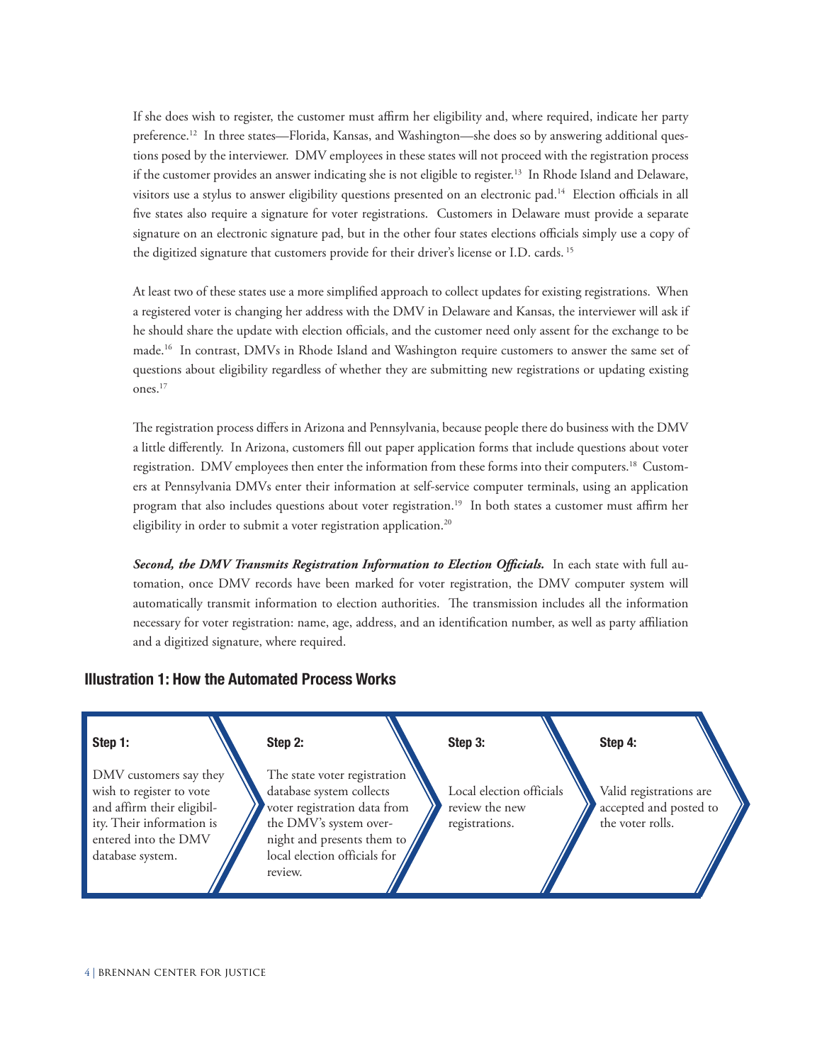If she does wish to register, the customer must affirm her eligibility and, where required, indicate her party preference.[12] In three states—Florida, Kansas, and Washington—she does so by answering additional questions posed by the interviewer. DMV employees in these states will not proceed with the registration process if the customer provides an answer indicating she is not eligible to register.[13] In Rhode Island and Delaware, visitors use a stylus to answer eligibility questions presented on an electronic pad.[14] Election officials in all five states also require a signature for voter registrations. Customers in Delaware must provide a separate signature on an electronic signature pad, but in the other four states elections officials simply use a copy of the digitized signature that customers provide for their driver's license or I.D. cards.[15]

At least two of these states use a more simplified approach to collect updates for existing registrations. When a registered voter is changing her address with the DMV in Delaware and Kansas, the interviewer will ask if he should share the update with election officials, and the customer need only assent for the exchange to be made.[16] In contrast, DMVs in Rhode Island and Washington require customers to answer the same set of questions about eligibility regardless of whether they are submitting new registrations or updating existing ones.[17]

The registration process differs in Arizona and Pennsylvania, because people there do business with the DMV a little differently. In Arizona, customers fill out paper application forms that include questions about voter registration. DMV employees then enter the information from these forms into their computers.[18] Customers at Pennsylvania DMVs enter their information at self-service computer terminals, using an application program that also includes questions about voter registration.[19] In both states a customer must affirm her eligibility in order to submit a voter registration application.[20]

***Second, the DMV Transmits Registration Information to Election Officials.*** In each state with full automation, once DMV records have been marked for voter registration, the DMV computer system will automatically transmit information to election authorities. The transmission includes all the information necessary for voter registration: name, age, address, and an identification number, as well as party affiliation and a digitized signature, where required.

## Illustration 1: How the Automated Process Works

**Step 1:**

DMV customers say they wish to register to vote and affirm their eligibility. Their information is entered into the DMV database system.

**Step 2:**

The state voter registration database system collects voter registration data from the DMV's system overnight and presents them to local election officials for review.

**Step 3:**

Local election officials review the new registrations.

**Step 4:**

Valid registrations are accepted and posted to the voter rolls.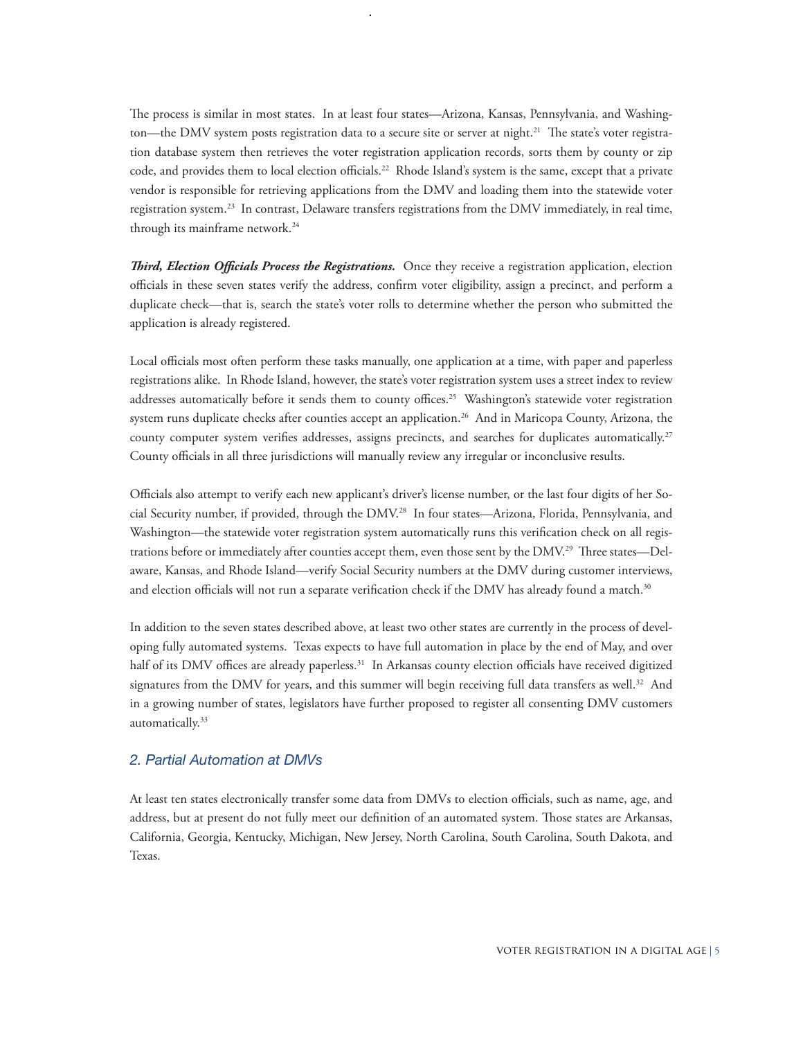The process is similar in most states. In at least four states—Arizona, Kansas, Pennsylvania, and Washington—the DMV system posts registration data to a secure site or server at night.[21] The state's voter registration database system then retrieves the voter registration application records, sorts them by county or zip code, and provides them to local election officials.[22] Rhode Island's system is the same, except that a private vendor is responsible for retrieving applications from the DMV and loading them into the statewide voter registration system.[23] In contrast, Delaware transfers registrations from the DMV immediately, in real time, through its mainframe network.[24]

***Third, Election Officials Process the Registrations.*** Once they receive a registration application, election officials in these seven states verify the address, confirm voter eligibility, assign a precinct, and perform a duplicate check—that is, search the state's voter rolls to determine whether the person who submitted the application is already registered.

Local officials most often perform these tasks manually, one application at a time, with paper and paperless registrations alike. In Rhode Island, however, the state's voter registration system uses a street index to review addresses automatically before it sends them to county offices.[25] Washington's statewide voter registration system runs duplicate checks after counties accept an application.[26] And in Maricopa County, Arizona, the county computer system verifies addresses, assigns precincts, and searches for duplicates automatically.[27] County officials in all three jurisdictions will manually review any irregular or inconclusive results.

Officials also attempt to verify each new applicant's driver's license number, or the last four digits of her Social Security number, if provided, through the DMV.[28] In four states—Arizona, Florida, Pennsylvania, and Washington—the statewide voter registration system automatically runs this verification check on all registrations before or immediately after counties accept them, even those sent by the DMV.[29] Three states—Delaware, Kansas, and Rhode Island—verify Social Security numbers at the DMV during customer interviews, and election officials will not run a separate verification check if the DMV has already found a match.[30]

In addition to the seven states described above, at least two other states are currently in the process of developing fully automated systems. Texas expects to have full automation in place by the end of May, and over half of its DMV offices are already paperless.[31] In Arkansas county election officials have received digitized signatures from the DMV for years, and this summer will begin receiving full data transfers as well.[32] And in a growing number of states, legislators have further proposed to register all consenting DMV customers automatically.[33]

### *2. Partial Automation at DMVs*

At least ten states electronically transfer some data from DMVs to election officials, such as name, age, and address, but at present do not fully meet our definition of an automated system. Those states are Arkansas, California, Georgia, Kentucky, Michigan, New Jersey, North Carolina, South Carolina, South Dakota, and Texas.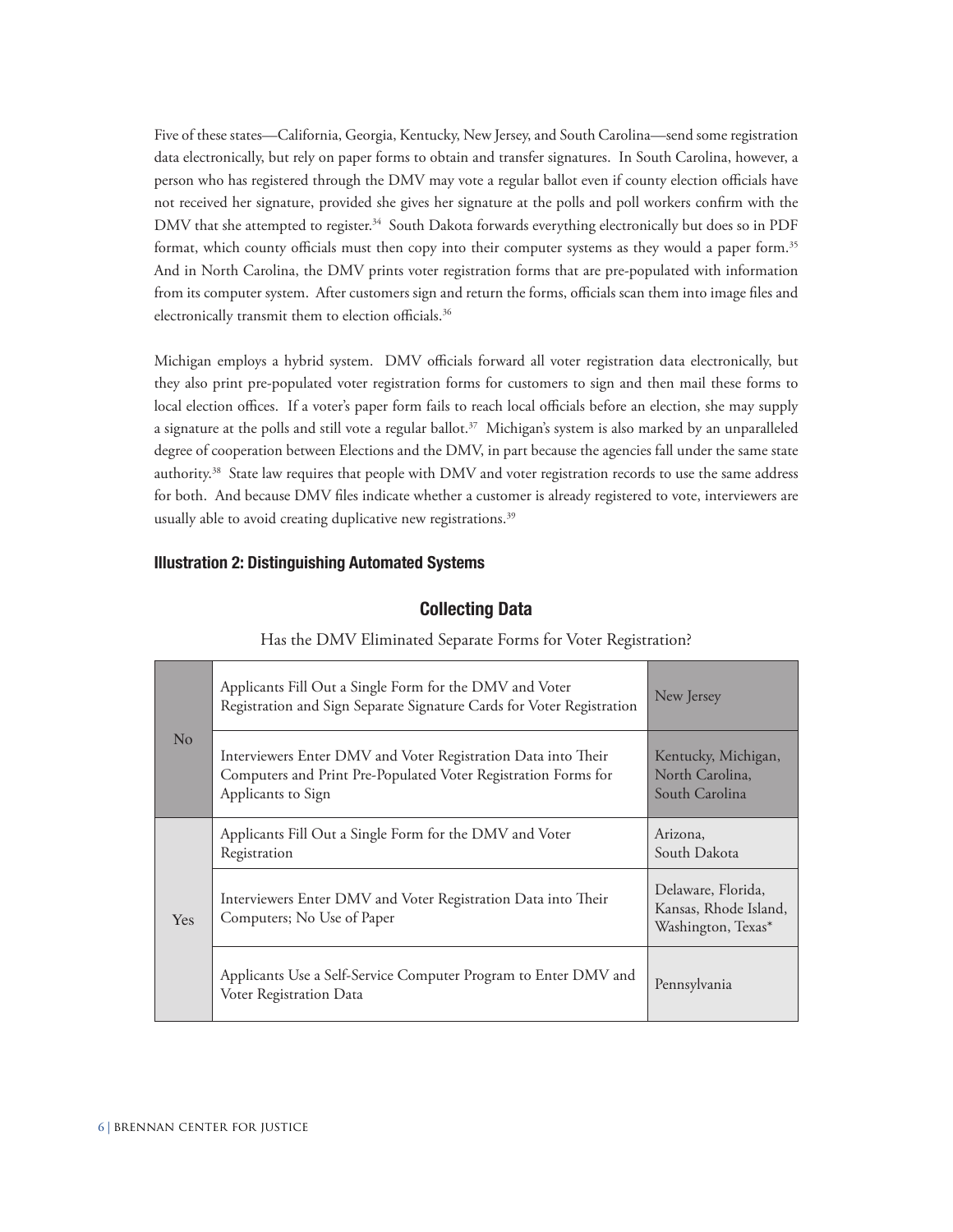Five of these states—California, Georgia, Kentucky, New Jersey, and South Carolina—send some registration data electronically, but rely on paper forms to obtain and transfer signatures. In South Carolina, however, a person who has registered through the DMV may vote a regular ballot even if county election officials have not received her signature, provided she gives her signature at the polls and poll workers confirm with the DMV that she attempted to register.[34] South Dakota forwards everything electronically but does so in PDF format, which county officials must then copy into their computer systems as they would a paper form.[35] And in North Carolina, the DMV prints voter registration forms that are pre-populated with information from its computer system. After customers sign and return the forms, officials scan them into image files and electronically transmit them to election officials.[36]

Michigan employs a hybrid system. DMV officials forward all voter registration data electronically, but they also print pre-populated voter registration forms for customers to sign and then mail these forms to local election offices. If a voter's paper form fails to reach local officials before an election, she may supply a signature at the polls and still vote a regular ballot.[37] Michigan's system is also marked by an unparalleled degree of cooperation between Elections and the DMV, in part because the agencies fall under the same state authority.[38] State law requires that people with DMV and voter registration records to use the same address for both. And because DMV files indicate whether a customer is already registered to vote, interviewers are usually able to avoid creating duplicative new registrations.[39]

**Illustration 2: Distinguishing Automated Systems**

## Collecting Data

Has the DMV Eliminated Separate Forms for Voter Registration?

| | | |
|---|---|---|
| No | Applicants Fill Out a Single Form for the DMV and Voter Registration and Sign Separate Signature Cards for Voter Registration | New Jersey |
| | Interviewers Enter DMV and Voter Registration Data into Their Computers and Print Pre-Populated Voter Registration Forms for Applicants to Sign | Kentucky, Michigan, North Carolina, South Carolina |
| Yes | Applicants Fill Out a Single Form for the DMV and Voter Registration | Arizona, South Dakota |
| | Interviewers Enter DMV and Voter Registration Data into Their Computers; No Use of Paper | Delaware, Florida, Kansas, Rhode Island, Washington, Texas* |
| | Applicants Use a Self-Service Computer Program to Enter DMV and Voter Registration Data | Pennsylvania |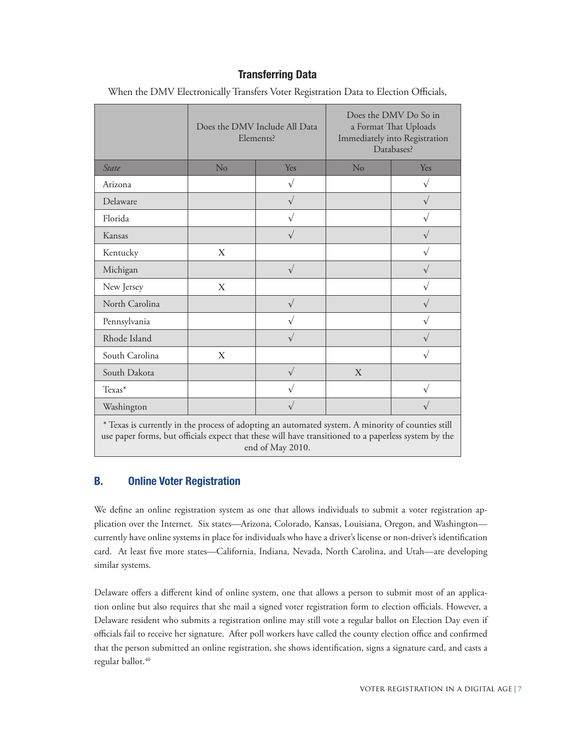**Transferring Data**

When the DMV Electronically Transfers Voter Registration Data to Election Officials,

| | Does the DMV Include All Data Elements? | | Does the DMV Do So in a Format That Uploads Immediately into Registration Databases? | |
|---|---|---|---|---|
| *State* | No | Yes | No | Yes |
| Arizona | | √ | | √ |
| Delaware | | √ | | √ |
| Florida | | √ | | √ |
| Kansas | | √ | | √ |
| Kentucky | X | | | √ |
| Michigan | | √ | | √ |
| New Jersey | X | | | √ |
| North Carolina | | √ | | √ |
| Pennsylvania | | √ | | √ |
| Rhode Island | | √ | | √ |
| South Carolina | X | | | √ |
| South Dakota | | √ | X | |
| Texas* | | √ | | √ |
| Washington | | √ | | √ |

* Texas is currently in the process of adopting an automated system. A minority of counties still use paper forms, but officials expect that these will have transitioned to a paperless system by the end of May 2010.

## B. Online Voter Registration

We define an online registration system as one that allows individuals to submit a voter registration application over the Internet. Six states—Arizona, Colorado, Kansas, Louisiana, Oregon, and Washington—currently have online systems in place for individuals who have a driver's license or non-driver's identification card. At least five more states—California, Indiana, Nevada, North Carolina, and Utah—are developing similar systems.

Delaware offers a different kind of online system, one that allows a person to submit most of an application online but also requires that she mail a signed voter registration form to election officials. However, a Delaware resident who submits a registration online may still vote a regular ballot on Election Day even if officials fail to receive her signature. After poll workers have called the county election office and confirmed that the person submitted an online registration, she shows identification, signs a signature card, and casts a regular ballot.[40]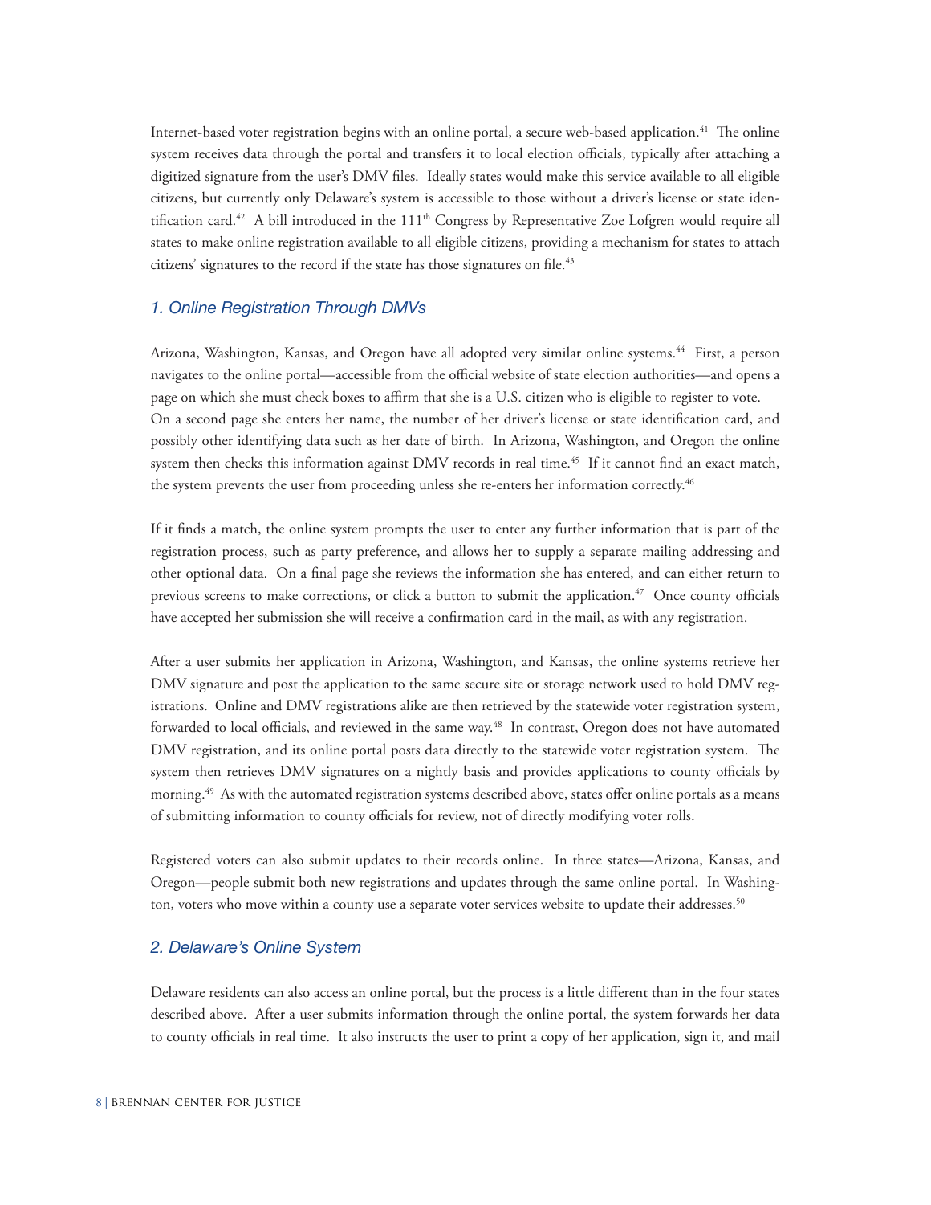Internet-based voter registration begins with an online portal, a secure web-based application.[41] The online system receives data through the portal and transfers it to local election officials, typically after attaching a digitized signature from the user's DMV files. Ideally states would make this service available to all eligible citizens, but currently only Delaware's system is accessible to those without a driver's license or state identification card.[42] A bill introduced in the 111th Congress by Representative Zoe Lofgren would require all states to make online registration available to all eligible citizens, providing a mechanism for states to attach citizens' signatures to the record if the state has those signatures on file.[43]

### *1. Online Registration Through DMVs*

Arizona, Washington, Kansas, and Oregon have all adopted very similar online systems.[44] First, a person navigates to the online portal—accessible from the official website of state election authorities—and opens a page on which she must check boxes to affirm that she is a U.S. citizen who is eligible to register to vote. On a second page she enters her name, the number of her driver's license or state identification card, and possibly other identifying data such as her date of birth. In Arizona, Washington, and Oregon the online system then checks this information against DMV records in real time.[45] If it cannot find an exact match, the system prevents the user from proceeding unless she re-enters her information correctly.[46]

If it finds a match, the online system prompts the user to enter any further information that is part of the registration process, such as party preference, and allows her to supply a separate mailing addressing and other optional data. On a final page she reviews the information she has entered, and can either return to previous screens to make corrections, or click a button to submit the application.[47] Once county officials have accepted her submission she will receive a confirmation card in the mail, as with any registration.

After a user submits her application in Arizona, Washington, and Kansas, the online systems retrieve her DMV signature and post the application to the same secure site or storage network used to hold DMV registrations. Online and DMV registrations alike are then retrieved by the statewide voter registration system, forwarded to local officials, and reviewed in the same way.[48] In contrast, Oregon does not have automated DMV registration, and its online portal posts data directly to the statewide voter registration system. The system then retrieves DMV signatures on a nightly basis and provides applications to county officials by morning.[49] As with the automated registration systems described above, states offer online portals as a means of submitting information to county officials for review, not of directly modifying voter rolls.

Registered voters can also submit updates to their records online. In three states—Arizona, Kansas, and Oregon—people submit both new registrations and updates through the same online portal. In Washington, voters who move within a county use a separate voter services website to update their addresses.[50]

### *2. Delaware's Online System*

Delaware residents can also access an online portal, but the process is a little different than in the four states described above. After a user submits information through the online portal, the system forwards her data to county officials in real time. It also instructs the user to print a copy of her application, sign it, and mail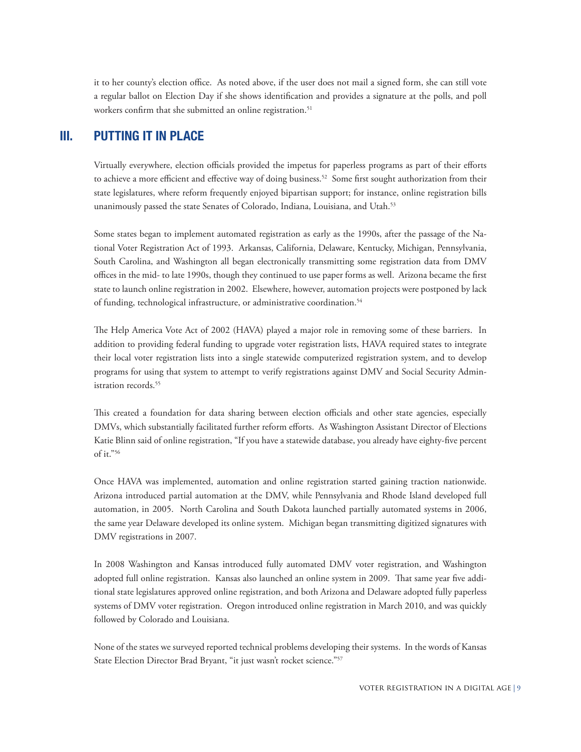it to her county's election office. As noted above, if the user does not mail a signed form, she can still vote a regular ballot on Election Day if she shows identification and provides a signature at the polls, and poll workers confirm that she submitted an online registration.[51]

## III. PUTTING IT IN PLACE

Virtually everywhere, election officials provided the impetus for paperless programs as part of their efforts to achieve a more efficient and effective way of doing business.[52] Some first sought authorization from their state legislatures, where reform frequently enjoyed bipartisan support; for instance, online registration bills unanimously passed the state Senates of Colorado, Indiana, Louisiana, and Utah.[53]

Some states began to implement automated registration as early as the 1990s, after the passage of the National Voter Registration Act of 1993. Arkansas, California, Delaware, Kentucky, Michigan, Pennsylvania, South Carolina, and Washington all began electronically transmitting some registration data from DMV offices in the mid- to late 1990s, though they continued to use paper forms as well. Arizona became the first state to launch online registration in 2002. Elsewhere, however, automation projects were postponed by lack of funding, technological infrastructure, or administrative coordination.[54]

The Help America Vote Act of 2002 (HAVA) played a major role in removing some of these barriers. In addition to providing federal funding to upgrade voter registration lists, HAVA required states to integrate their local voter registration lists into a single statewide computerized registration system, and to develop programs for using that system to attempt to verify registrations against DMV and Social Security Administration records.[55]

This created a foundation for data sharing between election officials and other state agencies, especially DMVs, which substantially facilitated further reform efforts. As Washington Assistant Director of Elections Katie Blinn said of online registration, "If you have a statewide database, you already have eighty-five percent of it."[56]

Once HAVA was implemented, automation and online registration started gaining traction nationwide. Arizona introduced partial automation at the DMV, while Pennsylvania and Rhode Island developed full automation, in 2005. North Carolina and South Dakota launched partially automated systems in 2006, the same year Delaware developed its online system. Michigan began transmitting digitized signatures with DMV registrations in 2007.

In 2008 Washington and Kansas introduced fully automated DMV voter registration, and Washington adopted full online registration. Kansas also launched an online system in 2009. That same year five additional state legislatures approved online registration, and both Arizona and Delaware adopted fully paperless systems of DMV voter registration. Oregon introduced online registration in March 2010, and was quickly followed by Colorado and Louisiana.

None of the states we surveyed reported technical problems developing their systems. In the words of Kansas State Election Director Brad Bryant, "it just wasn't rocket science."[57]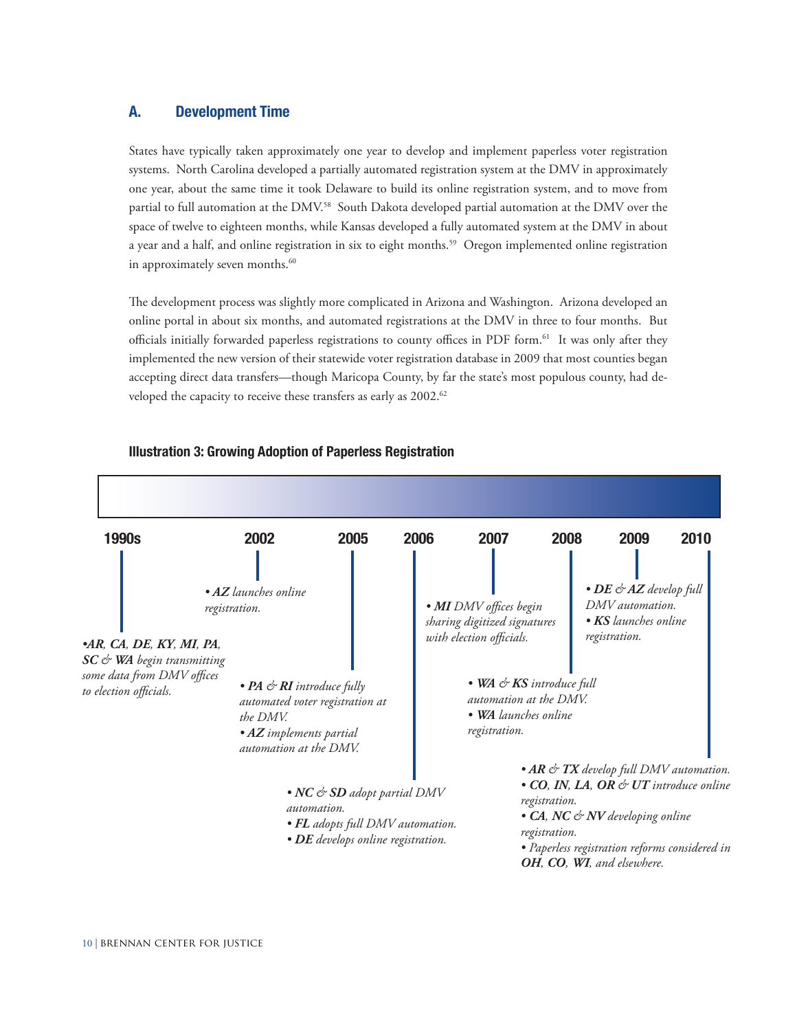## A. Development Time

States have typically taken approximately one year to develop and implement paperless voter registration systems. North Carolina developed a partially automated registration system at the DMV in approximately one year, about the same time it took Delaware to build its online registration system, and to move from partial to full automation at the DMV.[58] South Dakota developed partial automation at the DMV over the space of twelve to eighteen months, while Kansas developed a fully automated system at the DMV in about a year and a half, and online registration in six to eight months.[59] Oregon implemented online registration in approximately seven months.[60]

The development process was slightly more complicated in Arizona and Washington. Arizona developed an online portal in about six months, and automated registrations at the DMV in three to four months. But officials initially forwarded paperless registrations to county offices in PDF form.[61] It was only after they implemented the new version of their statewide voter registration database in 2009 that most counties began accepting direct data transfers—though Maricopa County, by far the state's most populous county, had developed the capacity to receive these transfers as early as 2002.[62]

### Illustration 3: Growing Adoption of Paperless Registration

**1990s**
- ***AR, CA, DE, KY, MI, PA, SC & WA*** *begin transmitting some data from DMV offices to election officials.*

**2002**
- ***AZ*** *launches online registration.*

**2005**
- ***PA & RI*** *introduce fully automated voter registration at the DMV.*
- ***AZ*** *implements partial automation at the DMV.*

**2006**
- ***NC & SD*** *adopt partial DMV automation.*
- ***FL*** *adopts full DMV automation.*
- ***DE*** *develops online registration.*

**2007**
- ***MI*** *DMV offices begin sharing digitized signatures with election officials.*

**2008**
- ***WA & KS*** *introduce full automation at the DMV.*
- ***WA*** *launches online registration.*

**2009**
- ***DE & AZ*** *develop full DMV automation.*
- ***KS*** *launches online registration.*

**2010**
- ***AR & TX*** *develop full DMV automation.*
- ***CO, IN, LA, OR & UT*** *introduce online registration.*
- ***CA, NC & NV*** *developing online registration.*
- *Paperless registration reforms considered in* ***OH, CO, WI****, and elsewhere.*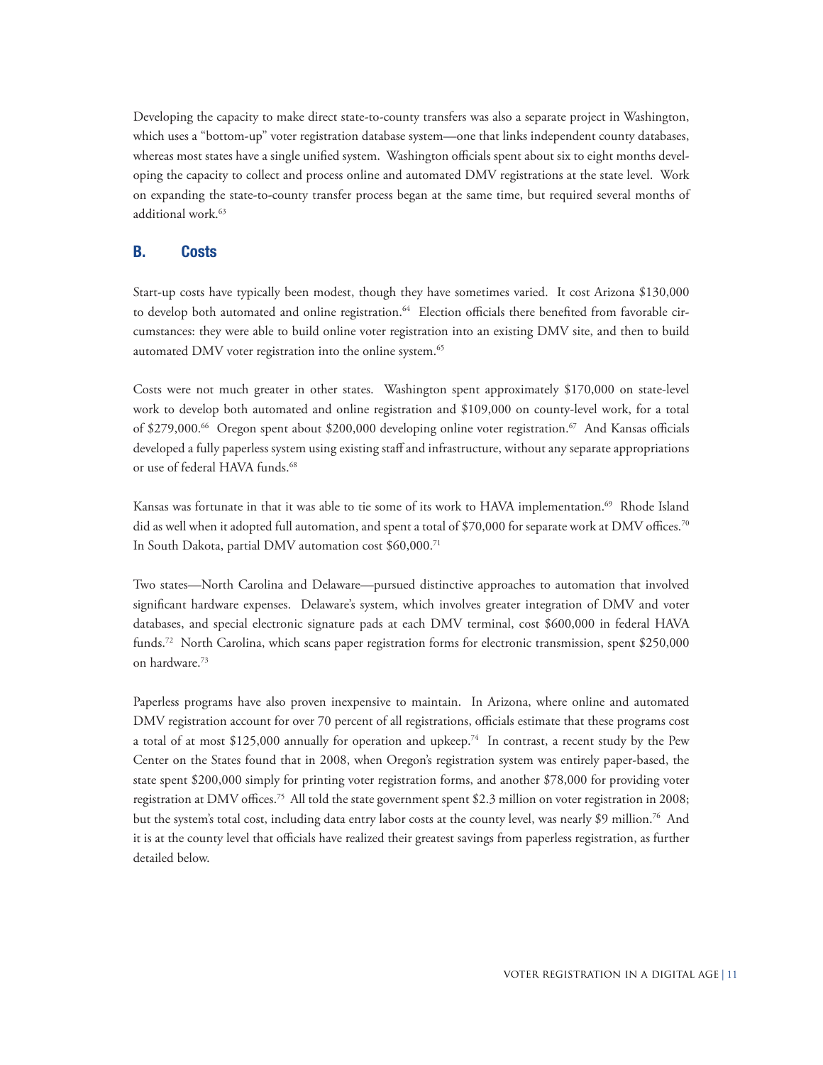Developing the capacity to make direct state-to-county transfers was also a separate project in Washington, which uses a "bottom-up" voter registration database system—one that links independent county databases, whereas most states have a single unified system. Washington officials spent about six to eight months developing the capacity to collect and process online and automated DMV registrations at the state level. Work on expanding the state-to-county transfer process began at the same time, but required several months of additional work.[63]

## B. Costs

Start-up costs have typically been modest, though they have sometimes varied. It cost Arizona $130,000 to develop both automated and online registration.[64] Election officials there benefited from favorable circumstances: they were able to build online voter registration into an existing DMV site, and then to build automated DMV voter registration into the online system.[65]

Costs were not much greater in other states. Washington spent approximately $170,000 on state-level work to develop both automated and online registration and $109,000 on county-level work, for a total of $279,000.[66] Oregon spent about $200,000 developing online voter registration.[67] And Kansas officials developed a fully paperless system using existing staff and infrastructure, without any separate appropriations or use of federal HAVA funds.[68]

Kansas was fortunate in that it was able to tie some of its work to HAVA implementation.[69] Rhode Island did as well when it adopted full automation, and spent a total of $70,000 for separate work at DMV offices.[70] In South Dakota, partial DMV automation cost $60,000.[71]

Two states—North Carolina and Delaware—pursued distinctive approaches to automation that involved significant hardware expenses. Delaware's system, which involves greater integration of DMV and voter databases, and special electronic signature pads at each DMV terminal, cost $600,000 in federal HAVA funds.[72] North Carolina, which scans paper registration forms for electronic transmission, spent $250,000 on hardware.[73]

Paperless programs have also proven inexpensive to maintain. In Arizona, where online and automated DMV registration account for over 70 percent of all registrations, officials estimate that these programs cost a total of at most $125,000 annually for operation and upkeep.[74] In contrast, a recent study by the Pew Center on the States found that in 2008, when Oregon's registration system was entirely paper-based, the state spent $200,000 simply for printing voter registration forms, and another $78,000 for providing voter registration at DMV offices.[75] All told the state government spent $2.3 million on voter registration in 2008; but the system's total cost, including data entry labor costs at the county level, was nearly $9 million.[76] And it is at the county level that officials have realized their greatest savings from paperless registration, as further detailed below.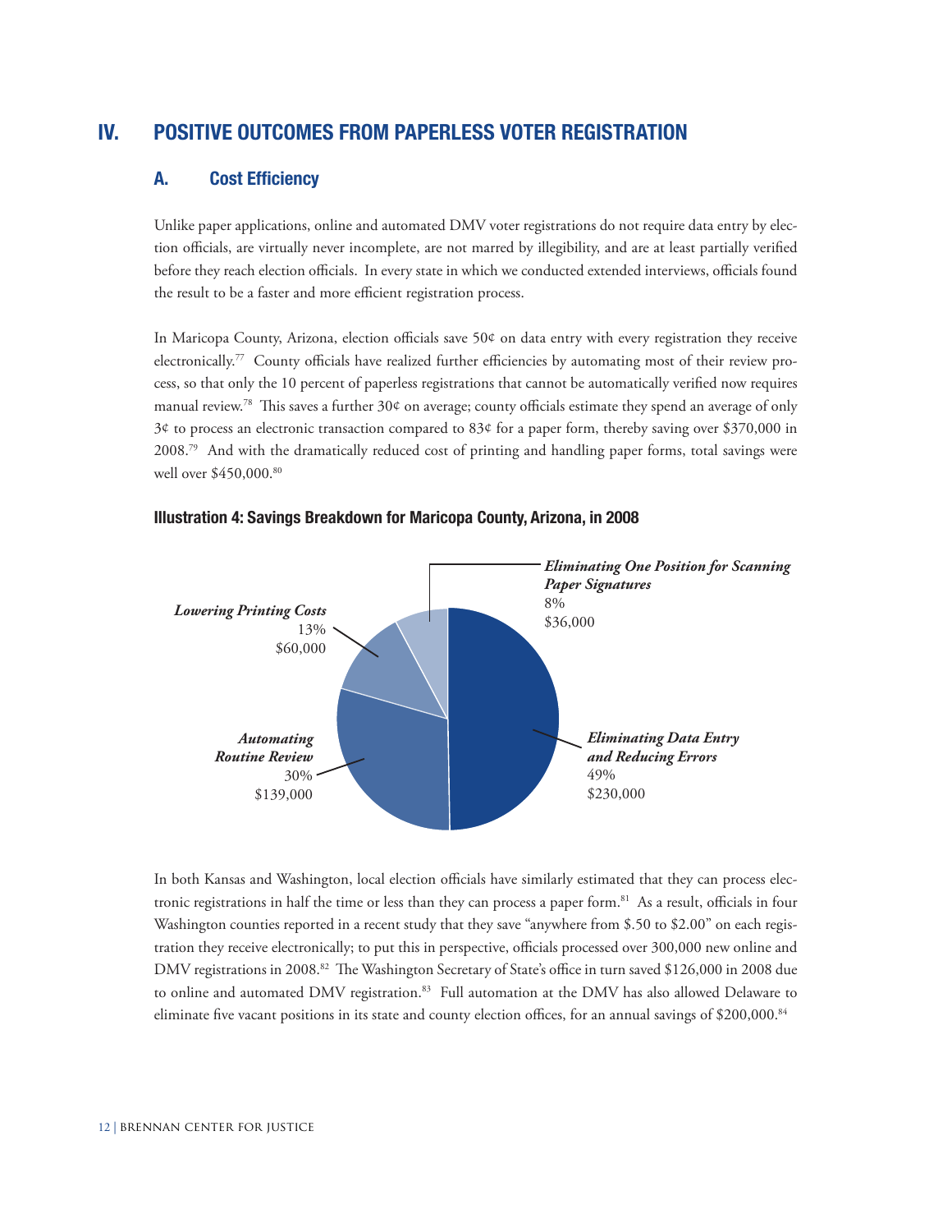# IV. POSITIVE OUTCOMES FROM PAPERLESS VOTER REGISTRATION

## A. Cost Efficiency

Unlike paper applications, online and automated DMV voter registrations do not require data entry by election officials, are virtually never incomplete, are not marred by illegibility, and are at least partially verified before they reach election officials. In every state in which we conducted extended interviews, officials found the result to be a faster and more efficient registration process.

In Maricopa County, Arizona, election officials save 50¢ on data entry with every registration they receive electronically.[77] County officials have realized further efficiencies by automating most of their review process, so that only the 10 percent of paperless registrations that cannot be automatically verified now requires manual review.[78] This saves a further 30¢ on average; county officials estimate they spend an average of only 3¢ to process an electronic transaction compared to 83¢ for a paper form, thereby saving over $370,000 in 2008.[79] And with the dramatically reduced cost of printing and handling paper forms, total savings were well over $450,000.[80]

**Illustration 4: Savings Breakdown for Maricopa County, Arizona, in 2008**

| Category | Percent | Amount |
|---|---|---|
| *Eliminating Data Entry and Reducing Errors* | 49% | $230,000 |
| *Automating Routine Review* | 30% | $139,000 |
| *Lowering Printing Costs* | 13% | $60,000 |
| *Eliminating One Position for Scanning Paper Signatures* | 8% | $36,000 |

In both Kansas and Washington, local election officials have similarly estimated that they can process electronic registrations in half the time or less than they can process a paper form.[81] As a result, officials in four Washington counties reported in a recent study that they save "anywhere from $.50 to $2.00" on each registration they receive electronically; to put this in perspective, officials processed over 300,000 new online and DMV registrations in 2008.[82] The Washington Secretary of State's office in turn saved $126,000 in 2008 due to online and automated DMV registration.[83] Full automation at the DMV has also allowed Delaware to eliminate five vacant positions in its state and county election offices, for an annual savings of $200,000.[84]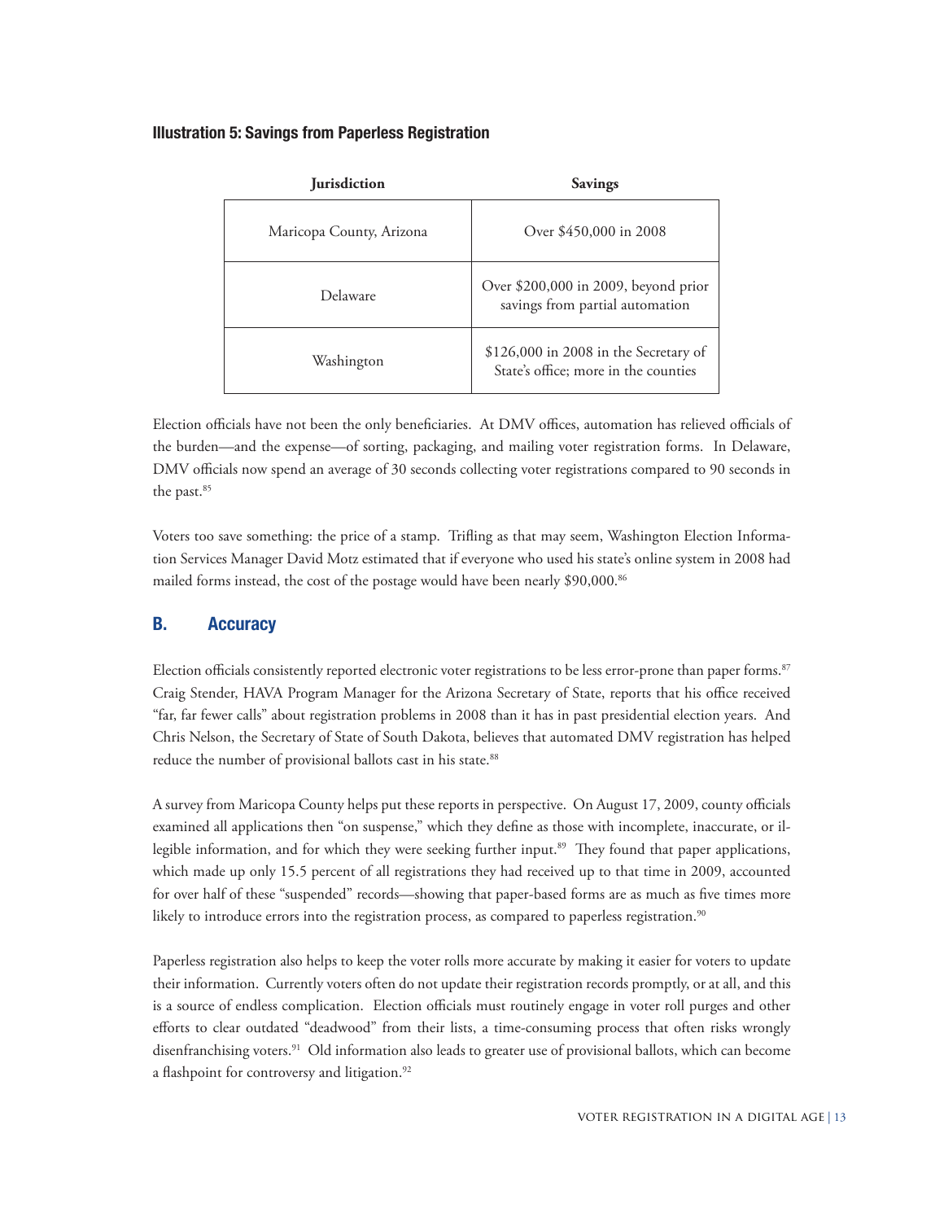### Illustration 5: Savings from Paperless Registration

| Jurisdiction | Savings |
|---|---|
| Maricopa County, Arizona | Over $450,000 in 2008 |
| Delaware | Over $200,000 in 2009, beyond prior savings from partial automation |
| Washington | $126,000 in 2008 in the Secretary of State's office; more in the counties |

Election officials have not been the only beneficiaries. At DMV offices, automation has relieved officials of the burden—and the expense—of sorting, packaging, and mailing voter registration forms. In Delaware, DMV officials now spend an average of 30 seconds collecting voter registrations compared to 90 seconds in the past.[85]

Voters too save something: the price of a stamp. Trifling as that may seem, Washington Election Information Services Manager David Motz estimated that if everyone who used his state's online system in 2008 had mailed forms instead, the cost of the postage would have been nearly $90,000.[86]

## B. Accuracy

Election officials consistently reported electronic voter registrations to be less error-prone than paper forms.[87] Craig Stender, HAVA Program Manager for the Arizona Secretary of State, reports that his office received "far, far fewer calls" about registration problems in 2008 than it has in past presidential election years. And Chris Nelson, the Secretary of State of South Dakota, believes that automated DMV registration has helped reduce the number of provisional ballots cast in his state.[88]

A survey from Maricopa County helps put these reports in perspective. On August 17, 2009, county officials examined all applications then "on suspense," which they define as those with incomplete, inaccurate, or illegible information, and for which they were seeking further input.[89] They found that paper applications, which made up only 15.5 percent of all registrations they had received up to that time in 2009, accounted for over half of these "suspended" records—showing that paper-based forms are as much as five times more likely to introduce errors into the registration process, as compared to paperless registration.[90]

Paperless registration also helps to keep the voter rolls more accurate by making it easier for voters to update their information. Currently voters often do not update their registration records promptly, or at all, and this is a source of endless complication. Election officials must routinely engage in voter roll purges and other efforts to clear outdated "deadwood" from their lists, a time-consuming process that often risks wrongly disenfranchising voters.[91] Old information also leads to greater use of provisional ballots, which can become a flashpoint for controversy and litigation.[92]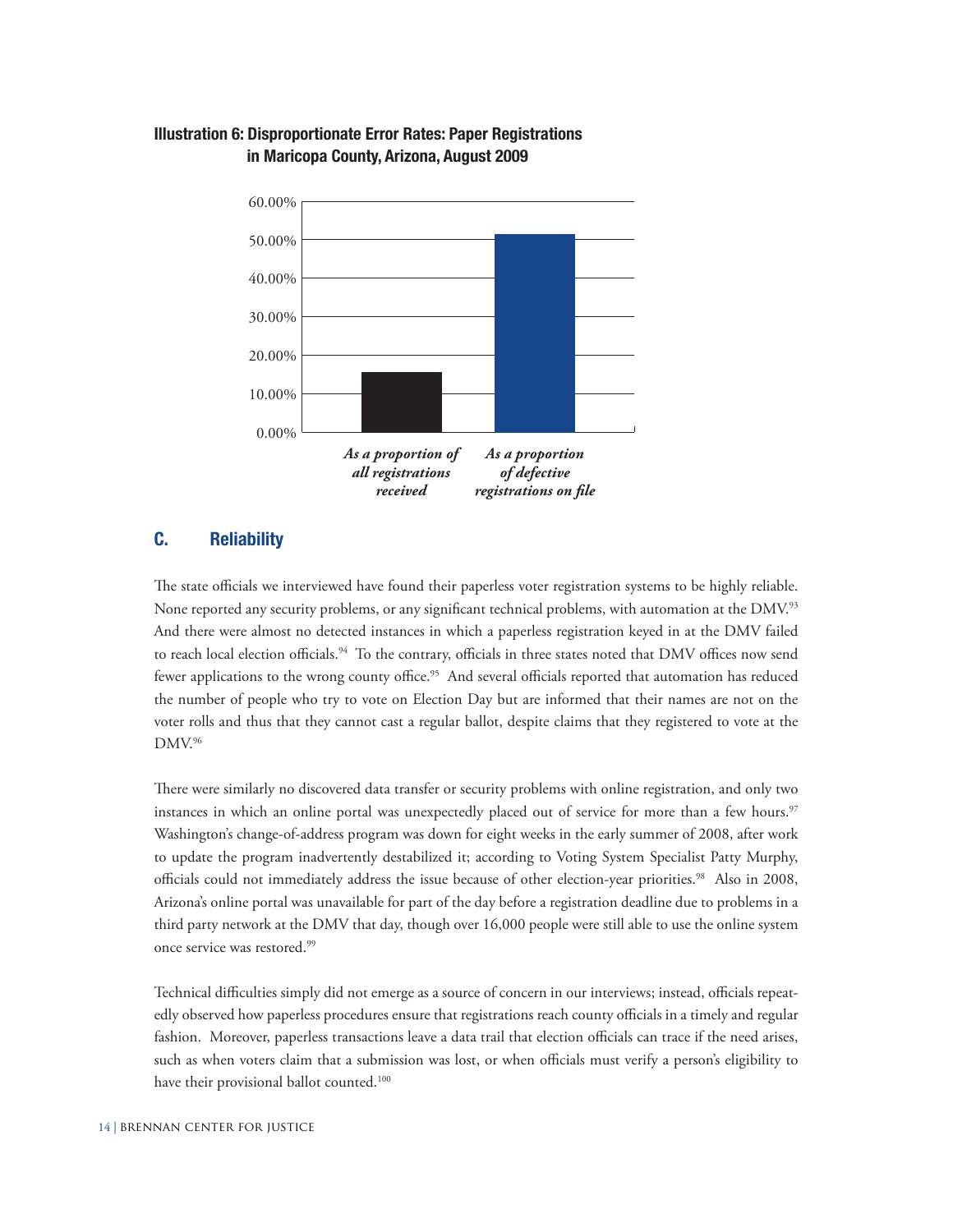**Illustration 6: Disproportionate Error Rates: Paper Registrations in Maricopa County, Arizona, August 2009**

60.00%
50.00%
40.00%
30.00%
20.00%
10.00%
0.00%

*As a proportion of all registrations received*

*As a proportion of defective registrations on file*

## C. Reliability

The state officials we interviewed have found their paperless voter registration systems to be highly reliable. None reported any security problems, or any significant technical problems, with automation at the DMV.[93] And there were almost no detected instances in which a paperless registration keyed in at the DMV failed to reach local election officials.[94] To the contrary, officials in three states noted that DMV offices now send fewer applications to the wrong county office.[95] And several officials reported that automation has reduced the number of people who try to vote on Election Day but are informed that their names are not on the voter rolls and thus that they cannot cast a regular ballot, despite claims that they registered to vote at the DMV.[96]

There were similarly no discovered data transfer or security problems with online registration, and only two instances in which an online portal was unexpectedly placed out of service for more than a few hours.[97] Washington's change-of-address program was down for eight weeks in the early summer of 2008, after work to update the program inadvertently destabilized it; according to Voting System Specialist Patty Murphy, officials could not immediately address the issue because of other election-year priorities.[98] Also in 2008, Arizona's online portal was unavailable for part of the day before a registration deadline due to problems in a third party network at the DMV that day, though over 16,000 people were still able to use the online system once service was restored.[99]

Technical difficulties simply did not emerge as a source of concern in our interviews; instead, officials repeatedly observed how paperless procedures ensure that registrations reach county officials in a timely and regular fashion. Moreover, paperless transactions leave a data trail that election officials can trace if the need arises, such as when voters claim that a submission was lost, or when officials must verify a person's eligibility to have their provisional ballot counted.[100]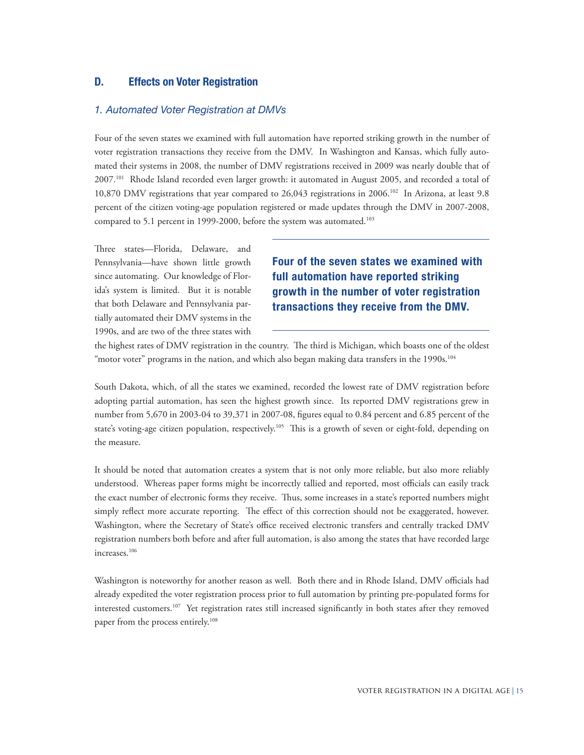## D. Effects on Voter Registration

### *1. Automated Voter Registration at DMVs*

Four of the seven states we examined with full automation have reported striking growth in the number of voter registration transactions they receive from the DMV. In Washington and Kansas, which fully automated their systems in 2008, the number of DMV registrations received in 2009 was nearly double that of 2007.[101] Rhode Island recorded even larger growth: it automated in August 2005, and recorded a total of 10,870 DMV registrations that year compared to 26,043 registrations in 2006.[102] In Arizona, at least 9.8 percent of the citizen voting-age population registered or made updates through the DMV in 2007-2008, compared to 5.1 percent in 1999-2000, before the system was automated.[103]

**Four of the seven states we examined with full automation have reported striking growth in the number of voter registration transactions they receive from the DMV.**

Three states—Florida, Delaware, and Pennsylvania—have shown little growth since automating. Our knowledge of Florida's system is limited. But it is notable that both Delaware and Pennsylvania partially automated their DMV systems in the 1990s, and are two of the three states with the highest rates of DMV registration in the country. The third is Michigan, which boasts one of the oldest "motor voter" programs in the nation, and which also began making data transfers in the 1990s.[104]

South Dakota, which, of all the states we examined, recorded the lowest rate of DMV registration before adopting partial automation, has seen the highest growth since. Its reported DMV registrations grew in number from 5,670 in 2003-04 to 39,371 in 2007-08, figures equal to 0.84 percent and 6.85 percent of the state's voting-age citizen population, respectively.[105] This is a growth of seven or eight-fold, depending on the measure.

It should be noted that automation creates a system that is not only more reliable, but also more reliably understood. Whereas paper forms might be incorrectly tallied and reported, most officials can easily track the exact number of electronic forms they receive. Thus, some increases in a state's reported numbers might simply reflect more accurate reporting. The effect of this correction should not be exaggerated, however. Washington, where the Secretary of State's office received electronic transfers and centrally tracked DMV registration numbers both before and after full automation, is also among the states that have recorded large increases.[106]

Washington is noteworthy for another reason as well. Both there and in Rhode Island, DMV officials had already expedited the voter registration process prior to full automation by printing pre-populated forms for interested customers.[107] Yet registration rates still increased significantly in both states after they removed paper from the process entirely.[108]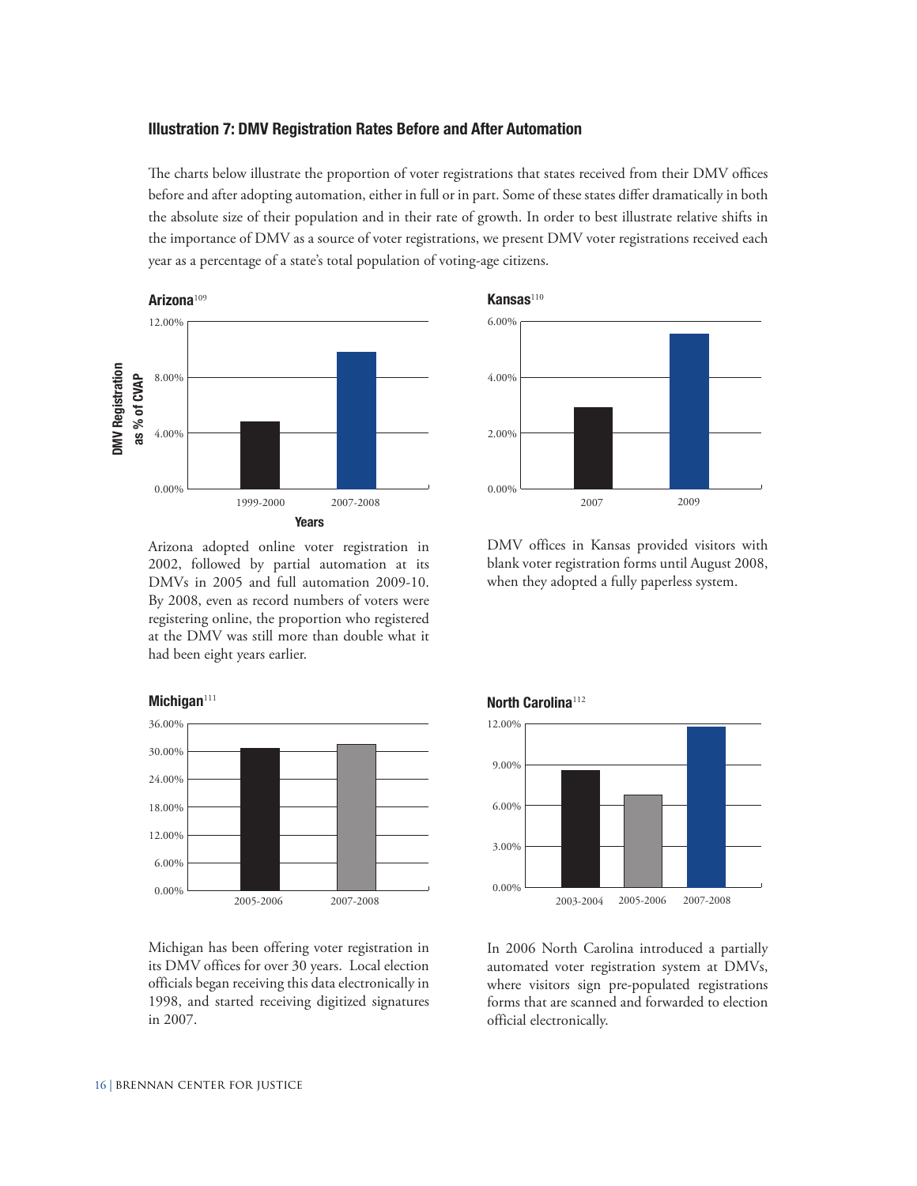### Illustration 7: DMV Registration Rates Before and After Automation

The charts below illustrate the proportion of voter registrations that states received from their DMV offices before and after adopting automation, either in full or in part. Some of these states differ dramatically in both the absolute size of their population and in their rate of growth. In order to best illustrate relative shifts in the importance of DMV as a source of voter registrations, we present DMV voter registrations received each year as a percentage of a state's total population of voting-age citizens.

**Arizona**[109]

DMV Registration as % of CVAP

12.00%
8.00%
4.00%
0.00%

1999-2000 | 2007-2008

**Years**

Arizona adopted online voter registration in 2002, followed by partial automation at its DMVs in 2005 and full automation 2009-10. By 2008, even as record numbers of voters were registering online, the proportion who registered at the DMV was still more than double what it had been eight years earlier.

**Kansas**[110]

6.00%
4.00%
2.00%
0.00%

2007 | 2009

DMV offices in Kansas provided visitors with blank voter registration forms until August 2008, when they adopted a fully paperless system.

**Michigan**[111]

36.00%
30.00%
24.00%
18.00%
12.00%
6.00%
0.00%

2005-2006 | 2007-2008

Michigan has been offering voter registration in its DMV offices for over 30 years. Local election officials began receiving this data electronically in 1998, and started receiving digitized signatures in 2007.

**North Carolina**[112]

12.00%
9.00%
6.00%
3.00%
0.00%

2003-2004 | 2005-2006 | 2007-2008

In 2006 North Carolina introduced a partially automated voter registration system at DMVs, where visitors sign pre-populated registrations forms that are scanned and forwarded to election official electronically.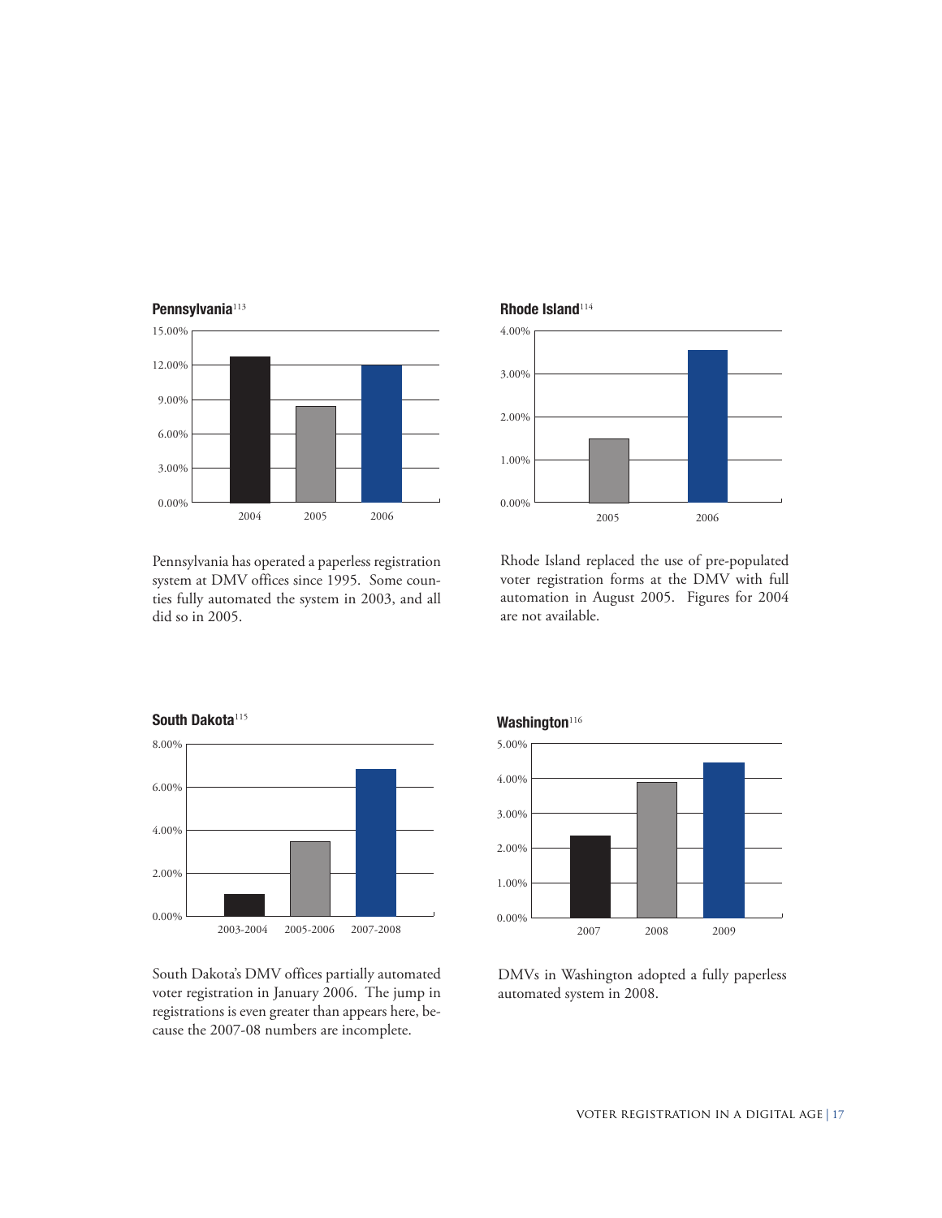**Pennsylvania**[113]

Pennsylvania has operated a paperless registration system at DMV offices since 1995. Some counties fully automated the system in 2003, and all did so in 2005.

**Rhode Island**[114]

Rhode Island replaced the use of pre-populated voter registration forms at the DMV with full automation in August 2005. Figures for 2004 are not available.

**South Dakota**[115]

South Dakota's DMV offices partially automated voter registration in January 2006. The jump in registrations is even greater than appears here, because the 2007-08 numbers are incomplete.

**Washington**[116]

DMVs in Washington adopted a fully paperless automated system in 2008.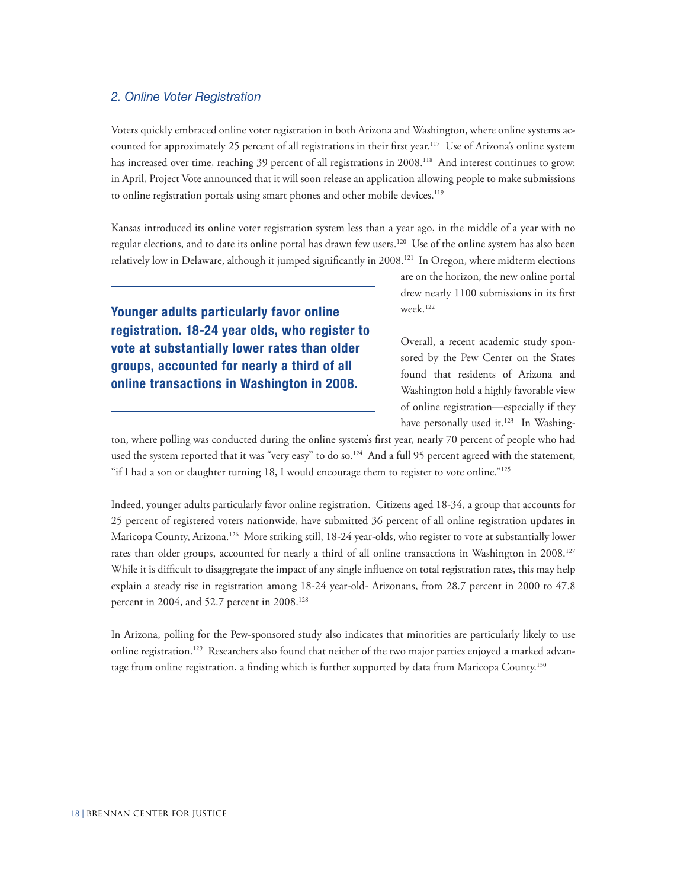### *2. Online Voter Registration*

Voters quickly embraced online voter registration in both Arizona and Washington, where online systems accounted for approximately 25 percent of all registrations in their first year.[117] Use of Arizona's online system has increased over time, reaching 39 percent of all registrations in 2008.[118] And interest continues to grow: in April, Project Vote announced that it will soon release an application allowing people to make submissions to online registration portals using smart phones and other mobile devices.[119]

Kansas introduced its online voter registration system less than a year ago, in the middle of a year with no regular elections, and to date its online portal has drawn few users.[120] Use of the online system has also been relatively low in Delaware, although it jumped significantly in 2008.[121] In Oregon, where midterm elections are on the horizon, the new online portal drew nearly 1100 submissions in its first week.[122]

**Younger adults particularly favor online registration. 18-24 year olds, who register to vote at substantially lower rates than older groups, accounted for nearly a third of all online transactions in Washington in 2008.**

Overall, a recent academic study sponsored by the Pew Center on the States found that residents of Arizona and Washington hold a highly favorable view of online registration—especially if they have personally used it.[123] In Washington, where polling was conducted during the online system's first year, nearly 70 percent of people who had used the system reported that it was "very easy" to do so.[124] And a full 95 percent agreed with the statement, "if I had a son or daughter turning 18, I would encourage them to register to vote online."[125]

Indeed, younger adults particularly favor online registration. Citizens aged 18-34, a group that accounts for 25 percent of registered voters nationwide, have submitted 36 percent of all online registration updates in Maricopa County, Arizona.[126] More striking still, 18-24 year-olds, who register to vote at substantially lower rates than older groups, accounted for nearly a third of all online transactions in Washington in 2008.[127] While it is difficult to disaggregate the impact of any single influence on total registration rates, this may help explain a steady rise in registration among 18-24 year-old- Arizonans, from 28.7 percent in 2000 to 47.8 percent in 2004, and 52.7 percent in 2008.[128]

In Arizona, polling for the Pew-sponsored study also indicates that minorities are particularly likely to use online registration.[129] Researchers also found that neither of the two major parties enjoyed a marked advantage from online registration, a finding which is further supported by data from Maricopa County.[130]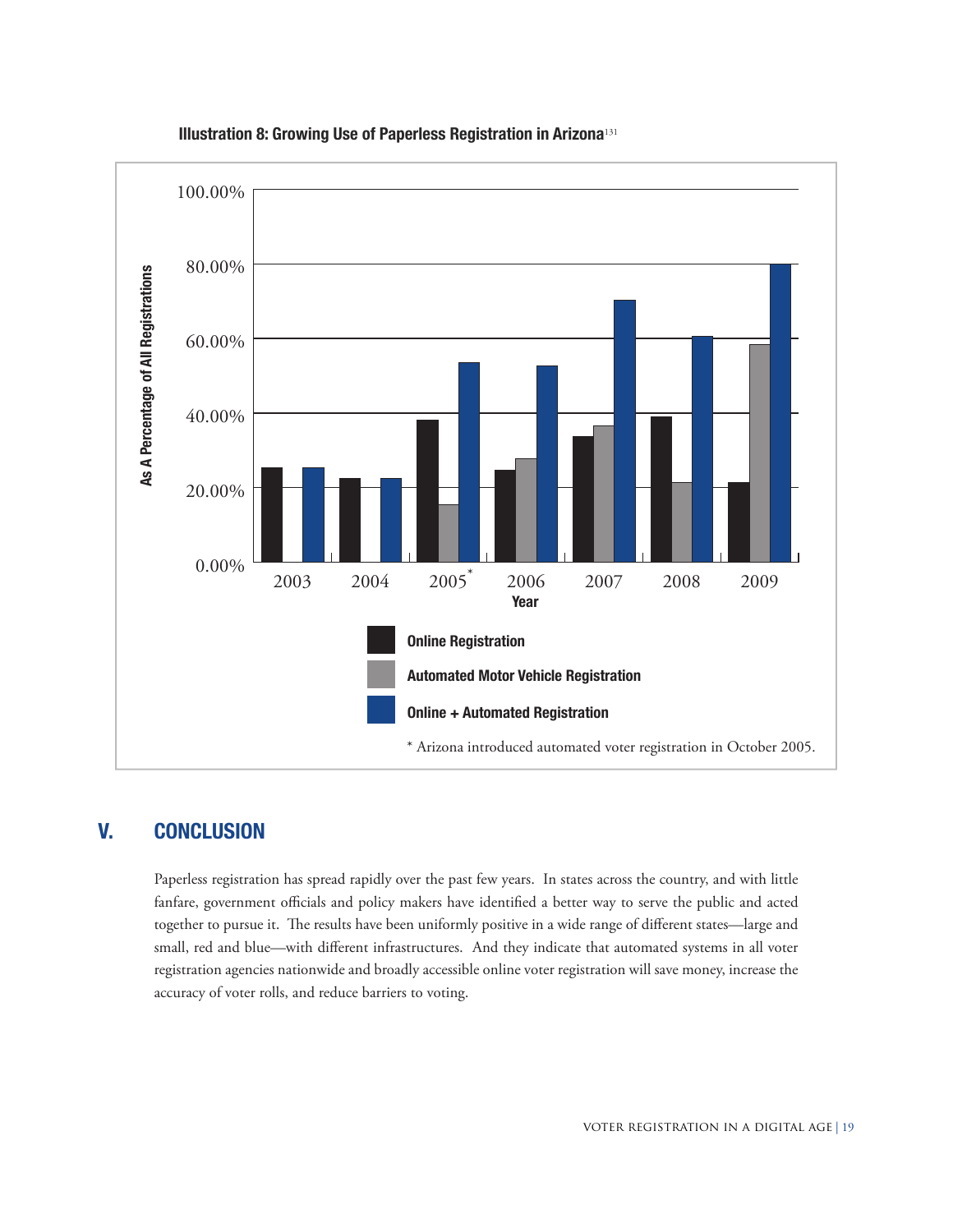**Illustration 8: Growing Use of Paperless Registration in Arizona**[131]

As A Percentage of All Registrations

100.00%
80.00%
60.00%
40.00%
20.00%
0.00%

2003 2004 2005* 2006 2007 2008 2009

Year

Online Registration

Automated Motor Vehicle Registration

Online + Automated Registration

* Arizona introduced automated voter registration in October 2005.

## V. CONCLUSION

Paperless registration has spread rapidly over the past few years. In states across the country, and with little fanfare, government officials and policy makers have identified a better way to serve the public and acted together to pursue it. The results have been uniformly positive in a wide range of different states—large and small, red and blue—with different infrastructures. And they indicate that automated systems in all voter registration agencies nationwide and broadly accessible online voter registration will save money, increase the accuracy of voter rolls, and reduce barriers to voting.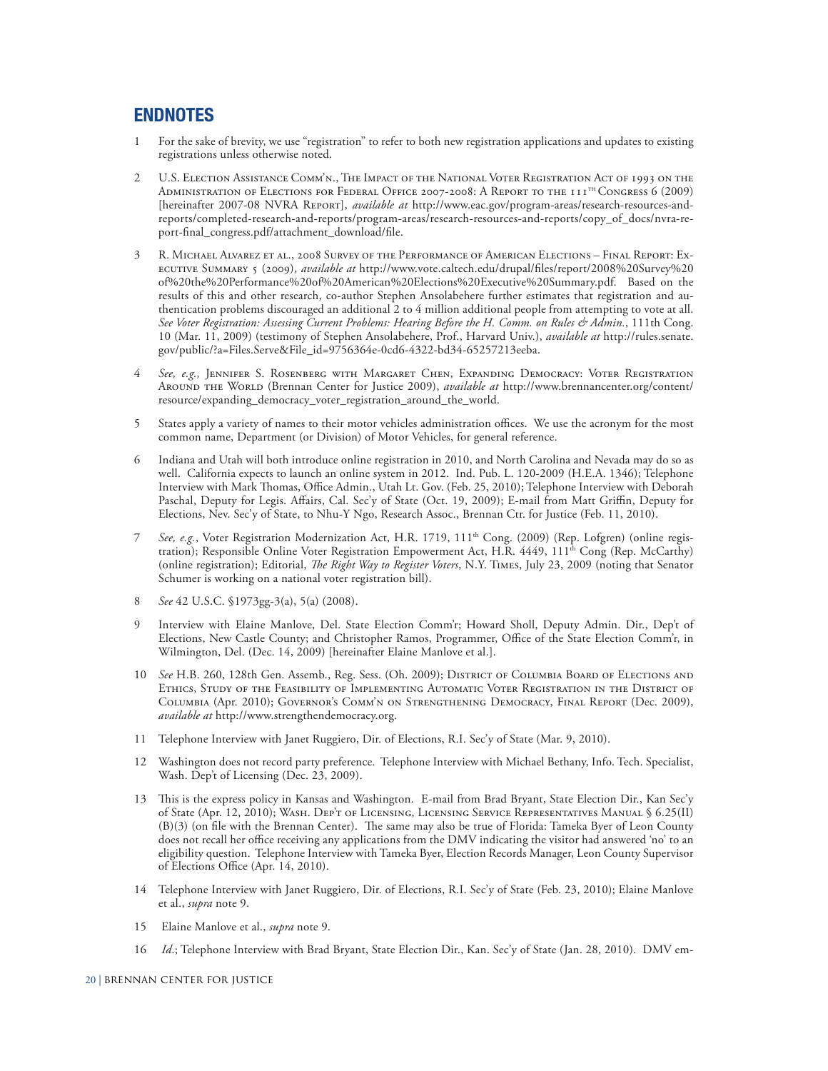## ENDNOTES

1 For the sake of brevity, we use "registration" to refer to both new registration applications and updates to existing registrations unless otherwise noted.

2 U.S. Election Assistance Comm'n., The Impact of the National Voter Registration Act of 1993 on the Administration of Elections for Federal Office 2007-2008: A Report to the 111th Congress 6 (2009) [hereinafter 2007-08 NVRA Report], *available at* http://www.eac.gov/program-areas/research-resources-and-reports/completed-research-and-reports/program-areas/research-resources-and-reports/copy_of_docs/nvra-report-final_congress.pdf/attachment_download/file.

3 R. Michael Alvarez et al., 2008 Survey of the Performance of American Elections – Final Report: Executive Summary 5 (2009), *available at* http://www.vote.caltech.edu/drupal/files/report/2008%20Survey%20of%20the%20Performance%20of%20American%20Elections%20Executive%20Summary.pdf. Based on the results of this and other research, co-author Stephen Ansolabehere further estimates that registration and authentication problems discouraged an additional 2 to 4 million additional people from attempting to vote at all. *See Voter Registration: Assessing Current Problems: Hearing Before the H. Comm. on Rules & Admin.*, 111th Cong. 10 (Mar. 11, 2009) (testimony of Stephen Ansolabehere, Prof., Harvard Univ.), *available at* http://rules.senate.gov/public/?a=Files.Serve&File_id=9756364e-0cd6-4322-bd34-65257213eeba.

4 *See, e.g.,* Jennifer S. Rosenberg with Margaret Chen, Expanding Democracy: Voter Registration Around the World (Brennan Center for Justice 2009), *available at* http://www.brennancenter.org/content/resource/expanding_democracy_voter_registration_around_the_world.

5 States apply a variety of names to their motor vehicles administration offices. We use the acronym for the most common name, Department (or Division) of Motor Vehicles, for general reference.

6 Indiana and Utah will both introduce online registration in 2010, and North Carolina and Nevada may do so as well. California expects to launch an online system in 2012. Ind. Pub. L. 120-2009 (H.E.A. 1346); Telephone Interview with Mark Thomas, Office Admin., Utah Lt. Gov. (Feb. 25, 2010); Telephone Interview with Deborah Paschal, Deputy for Legis. Affairs, Cal. Sec'y of State (Oct. 19, 2009); E-mail from Matt Griffin, Deputy for Elections, Nev. Sec'y of State, to Nhu-Y Ngo, Research Assoc., Brennan Ctr. for Justice (Feb. 11, 2010).

7 *See, e.g.*, Voter Registration Modernization Act, H.R. 1719, 111th Cong. (2009) (Rep. Lofgren) (online registration); Responsible Online Voter Registration Empowerment Act, H.R. 4449, 111th Cong (Rep. McCarthy) (online registration); Editorial, *The Right Way to Register Voters*, N.Y. Times, July 23, 2009 (noting that Senator Schumer is working on a national voter registration bill).

8 *See* 42 U.S.C. §1973gg-3(a), 5(a) (2008).

9 Interview with Elaine Manlove, Del. State Election Comm'r; Howard Sholl, Deputy Admin. Dir., Dep't of Elections, New Castle County; and Christopher Ramos, Programmer, Office of the State Election Comm'r, in Wilmington, Del. (Dec. 14, 2009) [hereinafter Elaine Manlove et al.].

10 *See* H.B. 260, 128th Gen. Assemb., Reg. Sess. (Oh. 2009); District of Columbia Board of Elections and Ethics, Study of the Feasibility of Implementing Automatic Voter Registration in the District of Columbia (Apr. 2010); Governor's Comm'n on Strengthening Democracy, Final Report (Dec. 2009), *available at* http://www.strengthendemocracy.org.

11 Telephone Interview with Janet Ruggiero, Dir. of Elections, R.I. Sec'y of State (Mar. 9, 2010).

12 Washington does not record party preference. Telephone Interview with Michael Bethany, Info. Tech. Specialist, Wash. Dep't of Licensing (Dec. 23, 2009).

13 This is the express policy in Kansas and Washington. E-mail from Brad Bryant, State Election Dir., Kan Sec'y of State (Apr. 12, 2010); Wash. Dep't of Licensing, Licensing Service Representatives Manual § 6.25(II)(B)(3) (on file with the Brennan Center). The same may also be true of Florida: Tameka Byer of Leon County does not recall her office receiving any applications from the DMV indicating the visitor had answered 'no' to an eligibility question. Telephone Interview with Tameka Byer, Election Records Manager, Leon County Supervisor of Elections Office (Apr. 14, 2010).

14 Telephone Interview with Janet Ruggiero, Dir. of Elections, R.I. Sec'y of State (Feb. 23, 2010); Elaine Manlove et al., *supra* note 9.

15 Elaine Manlove et al., *supra* note 9.

16 *Id.*; Telephone Interview with Brad Bryant, State Election Dir., Kan. Sec'y of State (Jan. 28, 2010). DMV em-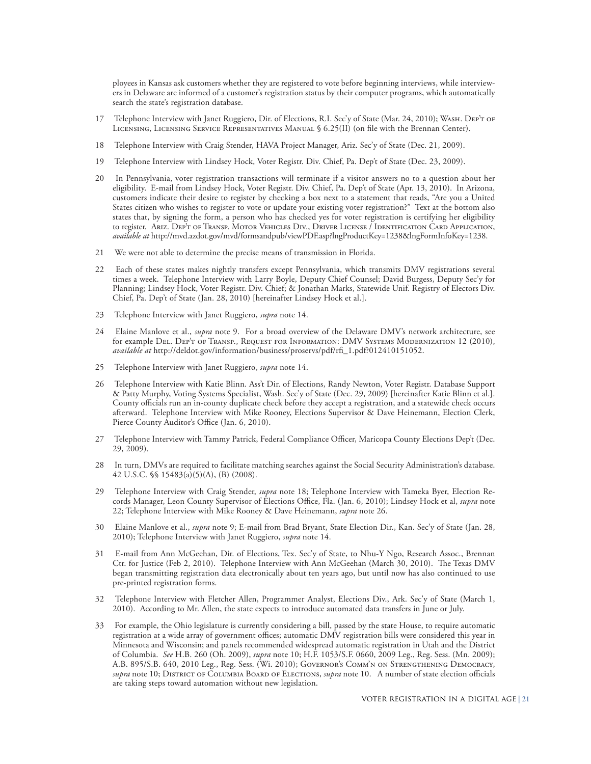ployees in Kansas ask customers whether they are registered to vote before beginning interviews, while interviewers in Delaware are informed of a customer's registration status by their computer programs, which automatically search the state's registration database.

17 Telephone Interview with Janet Ruggiero, Dir. of Elections, R.I. Sec'y of State (Mar. 24, 2010); Wash. Dep't of Licensing, Licensing Service Representatives Manual § 6.25(II) (on file with the Brennan Center).

18 Telephone Interview with Craig Stender, HAVA Project Manager, Ariz. Sec'y of State (Dec. 21, 2009).

19 Telephone Interview with Lindsey Hock, Voter Registr. Div. Chief, Pa. Dep't of State (Dec. 23, 2009).

20 In Pennsylvania, voter registration transactions will terminate if a visitor answers no to a question about her eligibility. E-mail from Lindsey Hock, Voter Registr. Div. Chief, Pa. Dep't of State (Apr. 13, 2010). In Arizona, customers indicate their desire to register by checking a box next to a statement that reads, "Are you a United States citizen who wishes to register to vote or update your existing voter registration?" Text at the bottom also states that, by signing the form, a person who has checked yes for voter registration is certifying her eligibility to register. Ariz. Dep't of Transp. Motor Vehicles Div., Driver License / Identification Card Application, *available at* http://mvd.azdot.gov/mvd/formsandpub/viewPDF.asp?lngProductKey=1238&lngFormInfoKey=1238.

21 We were not able to determine the precise means of transmission in Florida.

22 Each of these states makes nightly transfers except Pennsylvania, which transmits DMV registrations several times a week. Telephone Interview with Larry Boyle, Deputy Chief Counsel; David Burgess, Deputy Sec'y for Planning; Lindsey Hock, Voter Registr. Div. Chief; & Jonathan Marks, Statewide Unif. Registry of Electors Div. Chief, Pa. Dep't of State (Jan. 28, 2010) [hereinafter Lindsey Hock et al.].

23 Telephone Interview with Janet Ruggiero, *supra* note 14.

24 Elaine Manlove et al., *supra* note 9. For a broad overview of the Delaware DMV's network architecture, see for example Del. Dep't of Transp., Request for Information: DMV Systems Modernization 12 (2010), *available at* http://deldot.gov/information/business/proservs/pdf/rfi_1.pdf?012410151052.

25 Telephone Interview with Janet Ruggiero, *supra* note 14.

26 Telephone Interview with Katie Blinn. Ass't Dir. of Elections, Randy Newton, Voter Registr. Database Support & Patty Murphy, Voting Systems Specialist, Wash. Sec'y of State (Dec. 29, 2009) [hereinafter Katie Blinn et al.]. County officials run an in-county duplicate check before they accept a registration, and a statewide check occurs afterward. Telephone Interview with Mike Rooney, Elections Supervisor & Dave Heinemann, Election Clerk, Pierce County Auditor's Office (Jan. 6, 2010).

27 Telephone Interview with Tammy Patrick, Federal Compliance Officer, Maricopa County Elections Dep't (Dec. 29, 2009).

28 In turn, DMVs are required to facilitate matching searches against the Social Security Administration's database. 42 U.S.C. §§ 15483(a)(5)(A), (B) (2008).

29 Telephone Interview with Craig Stender, *supra* note 18; Telephone Interview with Tameka Byer, Election Records Manager, Leon County Supervisor of Elections Office, Fla. (Jan. 6, 2010); Lindsey Hock et al, *supra* note 22; Telephone Interview with Mike Rooney & Dave Heinemann, *supra* note 26.

30 Elaine Manlove et al., *supra* note 9; E-mail from Brad Bryant, State Election Dir., Kan. Sec'y of State (Jan. 28, 2010); Telephone Interview with Janet Ruggiero, *supra* note 14.

31 E-mail from Ann McGeehan, Dir. of Elections, Tex. Sec'y of State, to Nhu-Y Ngo, Research Assoc., Brennan Ctr. for Justice (Feb 2, 2010). Telephone Interview with Ann McGeehan (March 30, 2010). The Texas DMV began transmitting registration data electronically about ten years ago, but until now has also continued to use pre-printed registration forms.

32 Telephone Interview with Fletcher Allen, Programmer Analyst, Elections Div., Ark. Sec'y of State (March 1, 2010). According to Mr. Allen, the state expects to introduce automated data transfers in June or July.

33 For example, the Ohio legislature is currently considering a bill, passed by the state House, to require automatic registration at a wide array of government offices; automatic DMV registration bills were considered this year in Minnesota and Wisconsin; and panels recommended widespread automatic registration in Utah and the District of Columbia. *See* H.B. 260 (Oh. 2009), *supra* note 10; H.F. 1053/S.F. 0660, 2009 Leg., Reg. Sess. (Mn. 2009); A.B. 895/S.B. 640, 2010 Leg., Reg. Sess. (Wi. 2010); Governor's Comm'n on Strengthening Democracy, *supra* note 10; District of Columbia Board of Elections, *supra* note 10. A number of state election officials are taking steps toward automation without new legislation.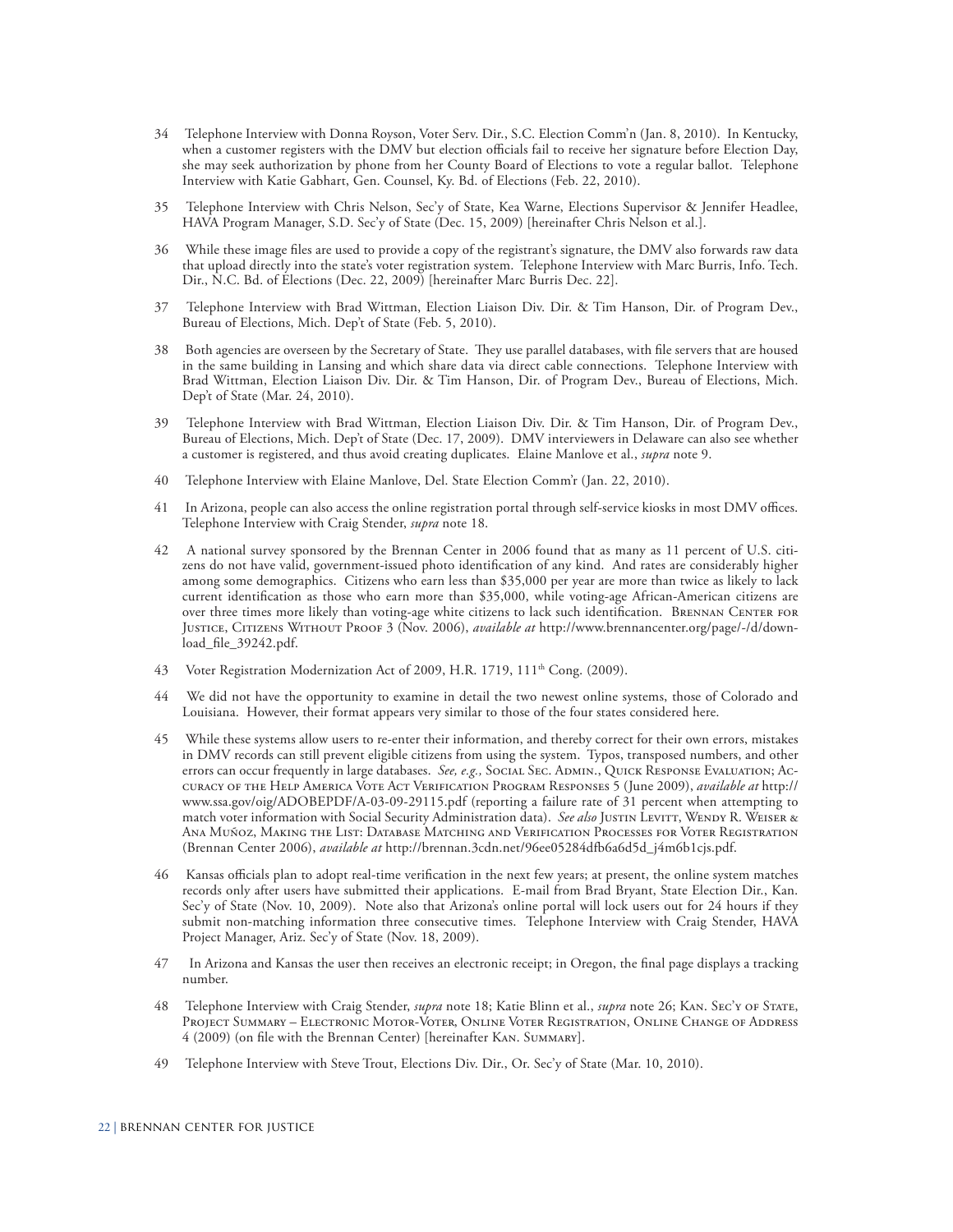34 Telephone Interview with Donna Royson, Voter Serv. Dir., S.C. Election Comm'n (Jan. 8, 2010). In Kentucky, when a customer registers with the DMV but election officials fail to receive her signature before Election Day, she may seek authorization by phone from her County Board of Elections to vote a regular ballot. Telephone Interview with Katie Gabhart, Gen. Counsel, Ky. Bd. of Elections (Feb. 22, 2010).

35 Telephone Interview with Chris Nelson, Sec'y of State, Kea Warne, Elections Supervisor & Jennifer Headlee, HAVA Program Manager, S.D. Sec'y of State (Dec. 15, 2009) [hereinafter Chris Nelson et al.].

36 While these image files are used to provide a copy of the registrant's signature, the DMV also forwards raw data that upload directly into the state's voter registration system. Telephone Interview with Marc Burris, Info. Tech. Dir., N.C. Bd. of Elections (Dec. 22, 2009) [hereinafter Marc Burris Dec. 22].

37 Telephone Interview with Brad Wittman, Election Liaison Div. Dir. & Tim Hanson, Dir. of Program Dev., Bureau of Elections, Mich. Dep't of State (Feb. 5, 2010).

38 Both agencies are overseen by the Secretary of State. They use parallel databases, with file servers that are housed in the same building in Lansing and which share data via direct cable connections. Telephone Interview with Brad Wittman, Election Liaison Div. Dir. & Tim Hanson, Dir. of Program Dev., Bureau of Elections, Mich. Dep't of State (Mar. 24, 2010).

39 Telephone Interview with Brad Wittman, Election Liaison Div. Dir. & Tim Hanson, Dir. of Program Dev., Bureau of Elections, Mich. Dep't of State (Dec. 17, 2009). DMV interviewers in Delaware can also see whether a customer is registered, and thus avoid creating duplicates. Elaine Manlove et al., *supra* note 9.

40 Telephone Interview with Elaine Manlove, Del. State Election Comm'r (Jan. 22, 2010).

41 In Arizona, people can also access the online registration portal through self-service kiosks in most DMV offices. Telephone Interview with Craig Stender, *supra* note 18.

42 A national survey sponsored by the Brennan Center in 2006 found that as many as 11 percent of U.S. citizens do not have valid, government-issued photo identification of any kind. And rates are considerably higher among some demographics. Citizens who earn less than $35,000 per year are more than twice as likely to lack current identification as those who earn more than $35,000, while voting-age African-American citizens are over three times more likely than voting-age white citizens to lack such identification. Brennan Center for Justice, Citizens Without Proof 3 (Nov. 2006), *available at* http://www.brennancenter.org/page/-/d/download_file_39242.pdf.

43 Voter Registration Modernization Act of 2009, H.R. 1719, 111th Cong. (2009).

44 We did not have the opportunity to examine in detail the two newest online systems, those of Colorado and Louisiana. However, their format appears very similar to those of the four states considered here.

45 While these systems allow users to re-enter their information, and thereby correct for their own errors, mistakes in DMV records can still prevent eligible citizens from using the system. Typos, transposed numbers, and other errors can occur frequently in large databases. *See, e.g.,* Social Sec. Admin., Quick Response Evaluation; Accuracy of the Help America Vote Act Verification Program Responses 5 (June 2009), *available at* http://www.ssa.gov/oig/ADOBEPDF/A-03-09-29115.pdf (reporting a failure rate of 31 percent when attempting to match voter information with Social Security Administration data). *See also* Justin Levitt, Wendy R. Weiser & Ana Muñoz, Making the List: Database Matching and Verification Processes for Voter Registration (Brennan Center 2006), *available at* http://brennan.3cdn.net/96ee05284dfb6a6d5d_j4m6b1cjs.pdf.

46 Kansas officials plan to adopt real-time verification in the next few years; at present, the online system matches records only after users have submitted their applications. E-mail from Brad Bryant, State Election Dir., Kan. Sec'y of State (Nov. 10, 2009). Note also that Arizona's online portal will lock users out for 24 hours if they submit non-matching information three consecutive times. Telephone Interview with Craig Stender, HAVA Project Manager, Ariz. Sec'y of State (Nov. 18, 2009).

47 In Arizona and Kansas the user then receives an electronic receipt; in Oregon, the final page displays a tracking number.

48 Telephone Interview with Craig Stender, *supra* note 18; Katie Blinn et al., *supra* note 26; Kan. Sec'y of State, Project Summary – Electronic Motor-Voter, Online Voter Registration, Online Change of Address 4 (2009) (on file with the Brennan Center) [hereinafter Kan. Summary].

49 Telephone Interview with Steve Trout, Elections Div. Dir., Or. Sec'y of State (Mar. 10, 2010).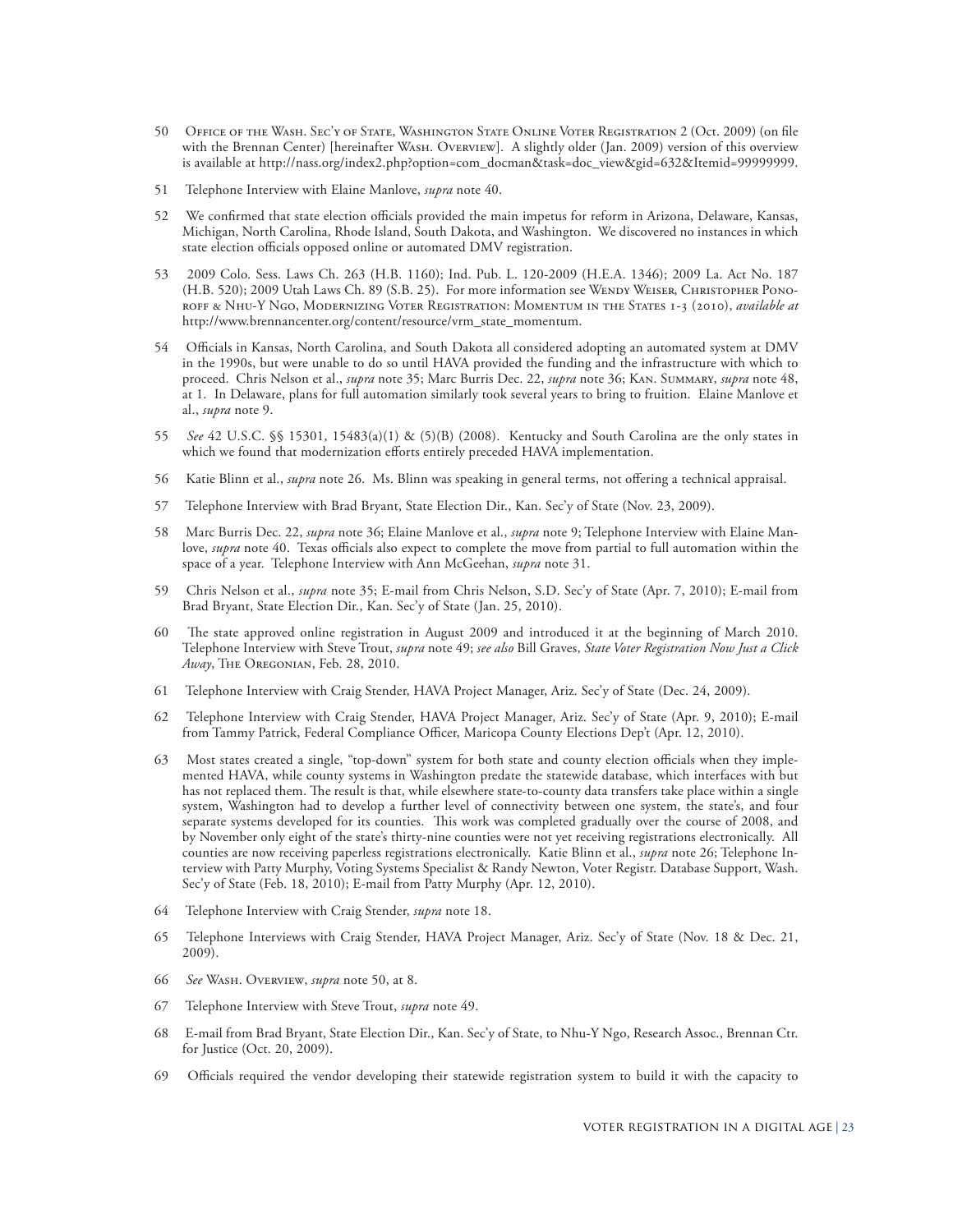50 Office of the Wash. Sec'y of State, Washington State Online Voter Registration 2 (Oct. 2009) (on file with the Brennan Center) [hereinafter Wash. Overview]. A slightly older (Jan. 2009) version of this overview is available at http://nass.org/index2.php?option=com_docman&task=doc_view&gid=632&Itemid=99999999.

51 Telephone Interview with Elaine Manlove, *supra* note 40.

52 We confirmed that state election officials provided the main impetus for reform in Arizona, Delaware, Kansas, Michigan, North Carolina, Rhode Island, South Dakota, and Washington. We discovered no instances in which state election officials opposed online or automated DMV registration.

53 2009 Colo. Sess. Laws Ch. 263 (H.B. 1160); Ind. Pub. L. 120-2009 (H.E.A. 1346); 2009 La. Act No. 187 (H.B. 520); 2009 Utah Laws Ch. 89 (S.B. 25). For more information see Wendy Weiser, Christopher Ponoroff & Nhu-Y Ngo, Modernizing Voter Registration: Momentum in the States 1-3 (2010), *available at* http://www.brennancenter.org/content/resource/vrm_state_momentum.

54 Officials in Kansas, North Carolina, and South Dakota all considered adopting an automated system at DMV in the 1990s, but were unable to do so until HAVA provided the funding and the infrastructure with which to proceed. Chris Nelson et al., *supra* note 35; Marc Burris Dec. 22, *supra* note 36; Kan. Summary, *supra* note 48, at 1. In Delaware, plans for full automation similarly took several years to bring to fruition. Elaine Manlove et al., *supra* note 9.

55 *See* 42 U.S.C. §§ 15301, 15483(a)(1) & (5)(B) (2008). Kentucky and South Carolina are the only states in which we found that modernization efforts entirely preceded HAVA implementation.

56 Katie Blinn et al., *supra* note 26. Ms. Blinn was speaking in general terms, not offering a technical appraisal.

57 Telephone Interview with Brad Bryant, State Election Dir., Kan. Sec'y of State (Nov. 23, 2009).

58 Marc Burris Dec. 22, *supra* note 36; Elaine Manlove et al., *supra* note 9; Telephone Interview with Elaine Manlove, *supra* note 40. Texas officials also expect to complete the move from partial to full automation within the space of a year. Telephone Interview with Ann McGeehan, *supra* note 31.

59 Chris Nelson et al., *supra* note 35; E-mail from Chris Nelson, S.D. Sec'y of State (Apr. 7, 2010); E-mail from Brad Bryant, State Election Dir., Kan. Sec'y of State (Jan. 25, 2010).

60 The state approved online registration in August 2009 and introduced it at the beginning of March 2010. Telephone Interview with Steve Trout, *supra* note 49; *see also* Bill Graves, *State Voter Registration Now Just a Click Away*, The Oregonian, Feb. 28, 2010.

61 Telephone Interview with Craig Stender, HAVA Project Manager, Ariz. Sec'y of State (Dec. 24, 2009).

62 Telephone Interview with Craig Stender, HAVA Project Manager, Ariz. Sec'y of State (Apr. 9, 2010); E-mail from Tammy Patrick, Federal Compliance Officer, Maricopa County Elections Dep't (Apr. 12, 2010).

63 Most states created a single, "top-down" system for both state and county election officials when they implemented HAVA, while county systems in Washington predate the statewide database, which interfaces with but has not replaced them. The result is that, while elsewhere state-to-county data transfers take place within a single system, Washington had to develop a further level of connectivity between one system, the state's, and four separate systems developed for its counties. This work was completed gradually over the course of 2008, and by November only eight of the state's thirty-nine counties were not yet receiving registrations electronically. All counties are now receiving paperless registrations electronically. Katie Blinn et al., *supra* note 26; Telephone Interview with Patty Murphy, Voting Systems Specialist & Randy Newton, Voter Registr. Database Support, Wash. Sec'y of State (Feb. 18, 2010); E-mail from Patty Murphy (Apr. 12, 2010).

64 Telephone Interview with Craig Stender, *supra* note 18.

65 Telephone Interviews with Craig Stender, HAVA Project Manager, Ariz. Sec'y of State (Nov. 18 & Dec. 21, 2009).

66 *See* Wash. Overview, *supra* note 50, at 8.

67 Telephone Interview with Steve Trout, *supra* note 49.

68 E-mail from Brad Bryant, State Election Dir., Kan. Sec'y of State, to Nhu-Y Ngo, Research Assoc., Brennan Ctr. for Justice (Oct. 20, 2009).

69 Officials required the vendor developing their statewide registration system to build it with the capacity to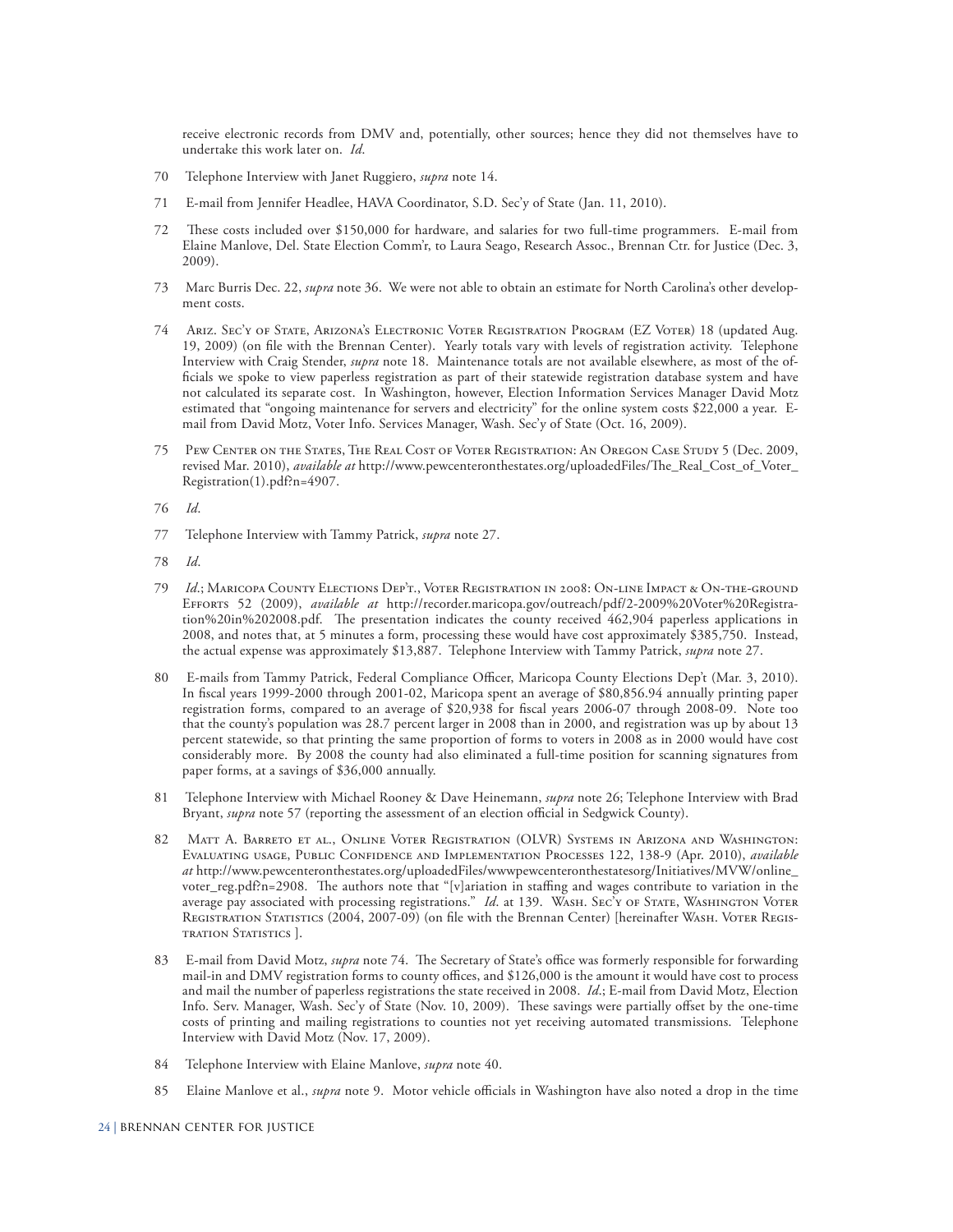receive electronic records from DMV and, potentially, other sources; hence they did not themselves have to undertake this work later on. *Id*.

70 Telephone Interview with Janet Ruggiero, *supra* note 14.

71 E-mail from Jennifer Headlee, HAVA Coordinator, S.D. Sec'y of State (Jan. 11, 2010).

72 These costs included over $150,000 for hardware, and salaries for two full-time programmers. E-mail from Elaine Manlove, Del. State Election Comm'r, to Laura Seago, Research Assoc., Brennan Ctr. for Justice (Dec. 3, 2009).

73 Marc Burris Dec. 22, *supra* note 36. We were not able to obtain an estimate for North Carolina's other development costs.

74 Ariz. Sec'y of State, Arizona's Electronic Voter Registration Program (EZ Voter) 18 (updated Aug. 19, 2009) (on file with the Brennan Center). Yearly totals vary with levels of registration activity. Telephone Interview with Craig Stender, *supra* note 18. Maintenance totals are not available elsewhere, as most of the officials we spoke to view paperless registration as part of their statewide registration database system and have not calculated its separate cost. In Washington, however, Election Information Services Manager David Motz estimated that "ongoing maintenance for servers and electricity" for the online system costs $22,000 a year. E-mail from David Motz, Voter Info. Services Manager, Wash. Sec'y of State (Oct. 16, 2009).

75 Pew Center on the States, The Real Cost of Voter Registration: An Oregon Case Study 5 (Dec. 2009, revised Mar. 2010), *available at* http://www.pewcenteronthestates.org/uploadedFiles/The_Real_Cost_of_Voter_Registration(1).pdf?n=4907.

76 *Id*.

77 Telephone Interview with Tammy Patrick, *supra* note 27.

78 *Id*.

79 *Id*.; Maricopa County Elections Dep't., Voter Registration in 2008: On-line Impact & On-the-ground Efforts 52 (2009), *available at* http://recorder.maricopa.gov/outreach/pdf/2-2009%20Voter%20Registration%20in%202008.pdf. The presentation indicates the county received 462,904 paperless applications in 2008, and notes that, at 5 minutes a form, processing these would have cost approximately $385,750. Instead, the actual expense was approximately $13,887. Telephone Interview with Tammy Patrick, *supra* note 27.

80 E-mails from Tammy Patrick, Federal Compliance Officer, Maricopa County Elections Dep't (Mar. 3, 2010). In fiscal years 1999-2000 through 2001-02, Maricopa spent an average of $80,856.94 annually printing paper registration forms, compared to an average of $20,938 for fiscal years 2006-07 through 2008-09. Note too that the county's population was 28.7 percent larger in 2008 than in 2000, and registration was up by about 13 percent statewide, so that printing the same proportion of forms to voters in 2008 as in 2000 would have cost considerably more. By 2008 the county had also eliminated a full-time position for scanning signatures from paper forms, at a savings of $36,000 annually.

81 Telephone Interview with Michael Rooney & Dave Heinemann, *supra* note 26; Telephone Interview with Brad Bryant, *supra* note 57 (reporting the assessment of an election official in Sedgwick County).

82 Matt A. Barreto et al., Online Voter Registration (OLVR) Systems in Arizona and Washington: Evaluating usage, Public Confidence and Implementation Processes 122, 138-9 (Apr. 2010), *available at* http://www.pewcenteronthestates.org/uploadedFiles/wwwpewcenteronthestatesorg/Initiatives/MVW/online_voter_reg.pdf?n=2908. The authors note that "[v]ariation in staffing and wages contribute to variation in the average pay associated with processing registrations." *Id*. at 139. Wash. Sec'y of State, Washington Voter Registration Statistics (2004, 2007-09) (on file with the Brennan Center) [hereinafter Wash. Voter Registration Statistics ].

83 E-mail from David Motz, *supra* note 74. The Secretary of State's office was formerly responsible for forwarding mail-in and DMV registration forms to county offices, and $126,000 is the amount it would have cost to process and mail the number of paperless registrations the state received in 2008. *Id*.; E-mail from David Motz, Election Info. Serv. Manager, Wash. Sec'y of State (Nov. 10, 2009). These savings were partially offset by the one-time costs of printing and mailing registrations to counties not yet receiving automated transmissions. Telephone Interview with David Motz (Nov. 17, 2009).

84 Telephone Interview with Elaine Manlove, *supra* note 40.

85 Elaine Manlove et al., *supra* note 9. Motor vehicle officials in Washington have also noted a drop in the time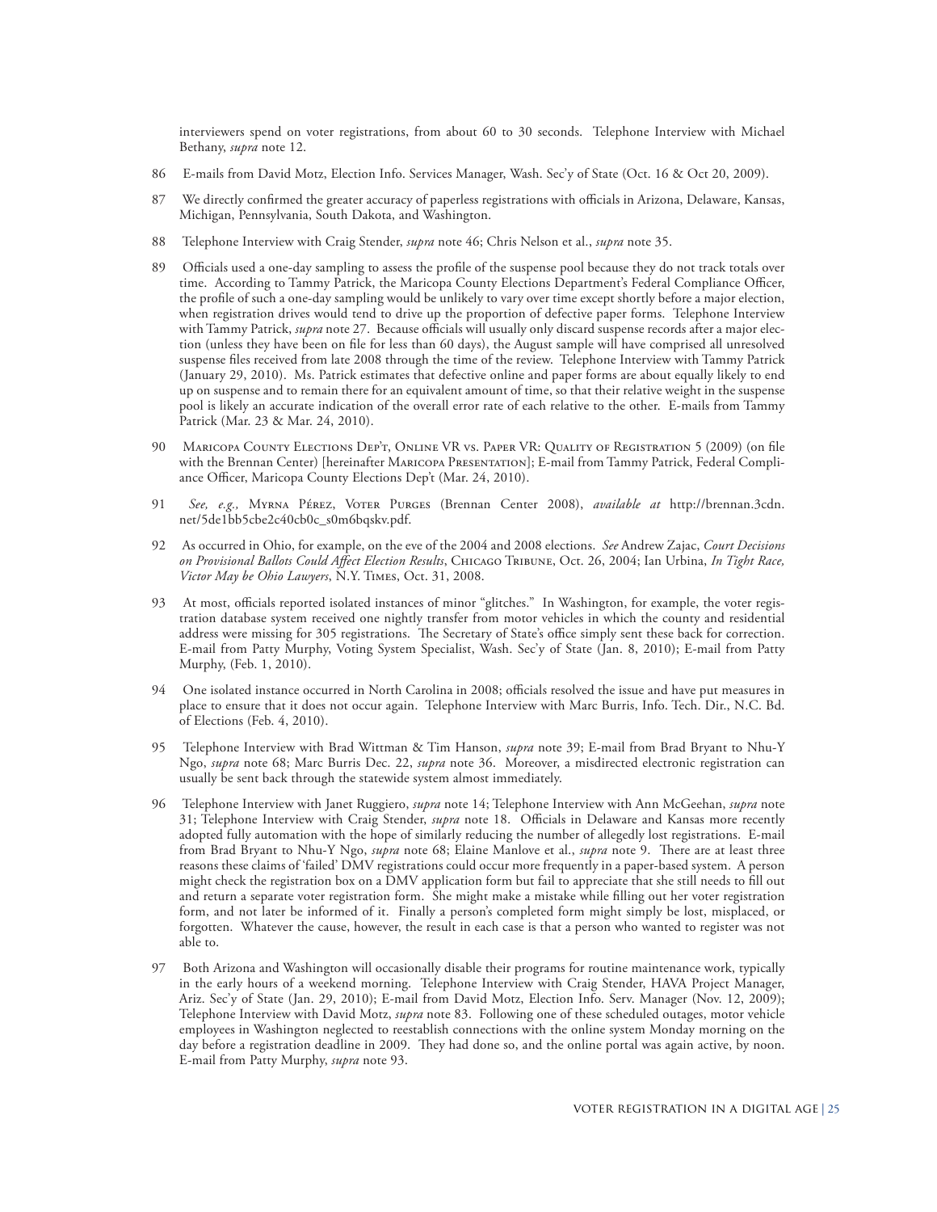interviewers spend on voter registrations, from about 60 to 30 seconds. Telephone Interview with Michael Bethany, *supra* note 12.

86 E-mails from David Motz, Election Info. Services Manager, Wash. Sec'y of State (Oct. 16 & Oct 20, 2009).

87 We directly confirmed the greater accuracy of paperless registrations with officials in Arizona, Delaware, Kansas, Michigan, Pennsylvania, South Dakota, and Washington.

88 Telephone Interview with Craig Stender, *supra* note 46; Chris Nelson et al., *supra* note 35.

89 Officials used a one-day sampling to assess the profile of the suspense pool because they do not track totals over time. According to Tammy Patrick, the Maricopa County Elections Department's Federal Compliance Officer, the profile of such a one-day sampling would be unlikely to vary over time except shortly before a major election, when registration drives would tend to drive up the proportion of defective paper forms. Telephone Interview with Tammy Patrick, *supra* note 27. Because officials will usually only discard suspense records after a major election (unless they have been on file for less than 60 days), the August sample will have comprised all unresolved suspense files received from late 2008 through the time of the review. Telephone Interview with Tammy Patrick (January 29, 2010). Ms. Patrick estimates that defective online and paper forms are about equally likely to end up on suspense and to remain there for an equivalent amount of time, so that their relative weight in the suspense pool is likely an accurate indication of the overall error rate of each relative to the other. E-mails from Tammy Patrick (Mar. 23 & Mar. 24, 2010).

90 Maricopa County Elections Dep't, Online VR vs. Paper VR: Quality of Registration 5 (2009) (on file with the Brennan Center) [hereinafter Maricopa Presentation]; E-mail from Tammy Patrick, Federal Compliance Officer, Maricopa County Elections Dep't (Mar. 24, 2010).

91 *See, e.g.,* Myrna Pérez, Voter Purges (Brennan Center 2008), *available at* http://brennan.3cdn.net/5de1bb5cbe2c40cb0c_s0m6bqskv.pdf.

92 As occurred in Ohio, for example, on the eve of the 2004 and 2008 elections. *See* Andrew Zajac, *Court Decisions on Provisional Ballots Could Affect Election Results*, Chicago Tribune, Oct. 26, 2004; Ian Urbina, *In Tight Race, Victor May be Ohio Lawyers*, N.Y. Times, Oct. 31, 2008.

93 At most, officials reported isolated instances of minor "glitches." In Washington, for example, the voter registration database system received one nightly transfer from motor vehicles in which the county and residential address were missing for 305 registrations. The Secretary of State's office simply sent these back for correction. E-mail from Patty Murphy, Voting System Specialist, Wash. Sec'y of State (Jan. 8, 2010); E-mail from Patty Murphy, (Feb. 1, 2010).

94 One isolated instance occurred in North Carolina in 2008; officials resolved the issue and have put measures in place to ensure that it does not occur again. Telephone Interview with Marc Burris, Info. Tech. Dir., N.C. Bd. of Elections (Feb. 4, 2010).

95 Telephone Interview with Brad Wittman & Tim Hanson, *supra* note 39; E-mail from Brad Bryant to Nhu-Y Ngo, *supra* note 68; Marc Burris Dec. 22, *supra* note 36. Moreover, a misdirected electronic registration can usually be sent back through the statewide system almost immediately.

96 Telephone Interview with Janet Ruggiero, *supra* note 14; Telephone Interview with Ann McGeehan, *supra* note 31; Telephone Interview with Craig Stender, *supra* note 18. Officials in Delaware and Kansas more recently adopted fully automation with the hope of similarly reducing the number of allegedly lost registrations. E-mail from Brad Bryant to Nhu-Y Ngo, *supra* note 68; Elaine Manlove et al., *supra* note 9. There are at least three reasons these claims of 'failed' DMV registrations could occur more frequently in a paper-based system. A person might check the registration box on a DMV application form but fail to appreciate that she still needs to fill out and return a separate voter registration form. She might make a mistake while filling out her voter registration form, and not later be informed of it. Finally a person's completed form might simply be lost, misplaced, or forgotten. Whatever the cause, however, the result in each case is that a person who wanted to register was not able to.

97 Both Arizona and Washington will occasionally disable their programs for routine maintenance work, typically in the early hours of a weekend morning. Telephone Interview with Craig Stender, HAVA Project Manager, Ariz. Sec'y of State (Jan. 29, 2010); E-mail from David Motz, Election Info. Serv. Manager (Nov. 12, 2009); Telephone Interview with David Motz, *supra* note 83. Following one of these scheduled outages, motor vehicle employees in Washington neglected to reestablish connections with the online system Monday morning on the day before a registration deadline in 2009. They had done so, and the online portal was again active, by noon. E-mail from Patty Murphy, *supra* note 93.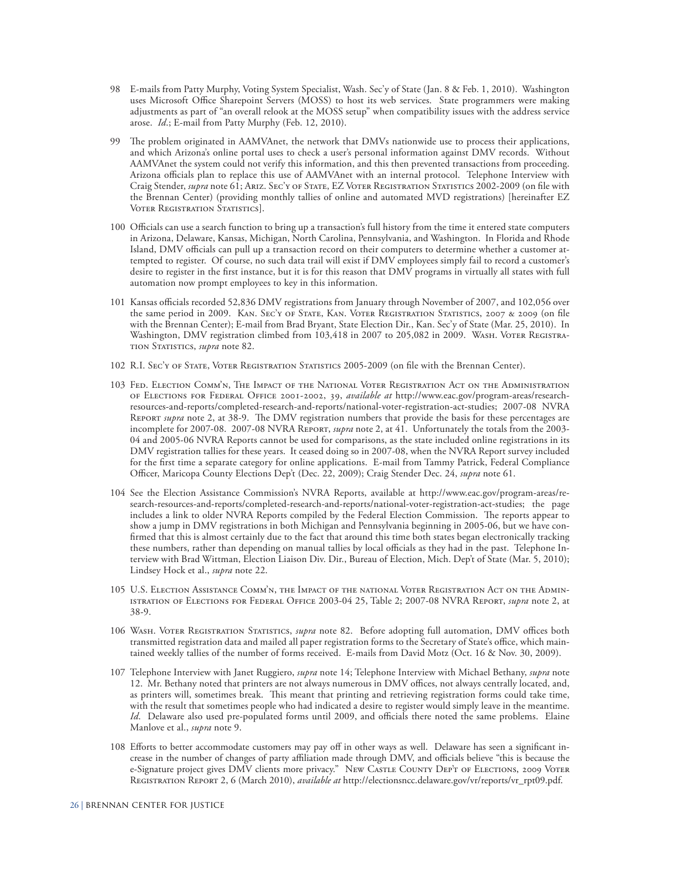98 E-mails from Patty Murphy, Voting System Specialist, Wash. Sec'y of State (Jan. 8 & Feb. 1, 2010). Washington uses Microsoft Office Sharepoint Servers (MOSS) to host its web services. State programmers were making adjustments as part of "an overall relook at the MOSS setup" when compatibility issues with the address service arose. *Id*.; E-mail from Patty Murphy (Feb. 12, 2010).

99 The problem originated in AAMVAnet, the network that DMVs nationwide use to process their applications, and which Arizona's online portal uses to check a user's personal information against DMV records. Without AAMVAnet the system could not verify this information, and this then prevented transactions from proceeding. Arizona officials plan to replace this use of AAMVAnet with an internal protocol. Telephone Interview with Craig Stender, *supra* note 61; Ariz. Sec'y of State, EZ Voter Registration Statistics 2002-2009 (on file with the Brennan Center) (providing monthly tallies of online and automated MVD registrations) [hereinafter EZ Voter Registration Statistics].

100 Officials can use a search function to bring up a transaction's full history from the time it entered state computers in Arizona, Delaware, Kansas, Michigan, North Carolina, Pennsylvania, and Washington. In Florida and Rhode Island, DMV officials can pull up a transaction record on their computers to determine whether a customer attempted to register. Of course, no such data trail will exist if DMV employees simply fail to record a customer's desire to register in the first instance, but it is for this reason that DMV programs in virtually all states with full automation now prompt employees to key in this information.

101 Kansas officials recorded 52,836 DMV registrations from January through November of 2007, and 102,056 over the same period in 2009. Kan. Sec'y of State, Kan. Voter Registration Statistics, 2007 & 2009 (on file with the Brennan Center); E-mail from Brad Bryant, State Election Dir., Kan. Sec'y of State (Mar. 25, 2010). In Washington, DMV registration climbed from 103,418 in 2007 to 205,082 in 2009. Wash. Voter Registration Statistics, *supra* note 82.

102 R.I. Sec'y of State, Voter Registration Statistics 2005-2009 (on file with the Brennan Center).

103 Fed. Election Comm'n, The Impact of the National Voter Registration Act on the Administration of Elections for Federal Office 2001-2002, 39, *available at* http://www.eac.gov/program-areas/research-resources-and-reports/completed-research-and-reports/national-voter-registration-act-studies; 2007-08 NVRA Report *supra* note 2, at 38-9. The DMV registration numbers that provide the basis for these percentages are incomplete for 2007-08. 2007-08 NVRA Report, *supra* note 2, at 41. Unfortunately the totals from the 2003-04 and 2005-06 NVRA Reports cannot be used for comparisons, as the state included online registrations in its DMV registration tallies for these years. It ceased doing so in 2007-08, when the NVRA Report survey included for the first time a separate category for online applications. E-mail from Tammy Patrick, Federal Compliance Officer, Maricopa County Elections Dep't (Dec. 22, 2009); Craig Stender Dec. 24, *supra* note 61.

104 See the Election Assistance Commission's NVRA Reports, available at http://www.eac.gov/program-areas/research-resources-and-reports/completed-research-and-reports/national-voter-registration-act-studies; the page includes a link to older NVRA Reports compiled by the Federal Election Commission. The reports appear to show a jump in DMV registrations in both Michigan and Pennsylvania beginning in 2005-06, but we have confirmed that this is almost certainly due to the fact that around this time both states began electronically tracking these numbers, rather than depending on manual tallies by local officials as they had in the past. Telephone Interview with Brad Wittman, Election Liaison Div. Dir., Bureau of Election, Mich. Dep't of State (Mar. 5, 2010); Lindsey Hock et al., *supra* note 22.

105 U.S. Election Assistance Comm'n, the Impact of the national Voter Registration Act on the Administration of Elections for Federal Office 2003-04 25, Table 2; 2007-08 NVRA Report, *supra* note 2, at 38-9.

106 Wash. Voter Registration Statistics, *supra* note 82. Before adopting full automation, DMV offices both transmitted registration data and mailed all paper registration forms to the Secretary of State's office, which maintained weekly tallies of the number of forms received. E-mails from David Motz (Oct. 16 & Nov. 30, 2009).

107 Telephone Interview with Janet Ruggiero, *supra* note 14; Telephone Interview with Michael Bethany, *supra* note 12. Mr. Bethany noted that printers are not always numerous in DMV offices, not always centrally located, and, as printers will, sometimes break. This meant that printing and retrieving registration forms could take time, with the result that sometimes people who had indicated a desire to register would simply leave in the meantime. *Id*. Delaware also used pre-populated forms until 2009, and officials there noted the same problems. Elaine Manlove et al., *supra* note 9.

108 Efforts to better accommodate customers may pay off in other ways as well. Delaware has seen a significant increase in the number of changes of party affiliation made through DMV, and officials believe "this is because the e-Signature project gives DMV clients more privacy." New Castle County Dep't of Elections, 2009 Voter Registration Report 2, 6 (March 2010), *available at* http://electionsncc.delaware.gov/vr/reports/vr_rpt09.pdf.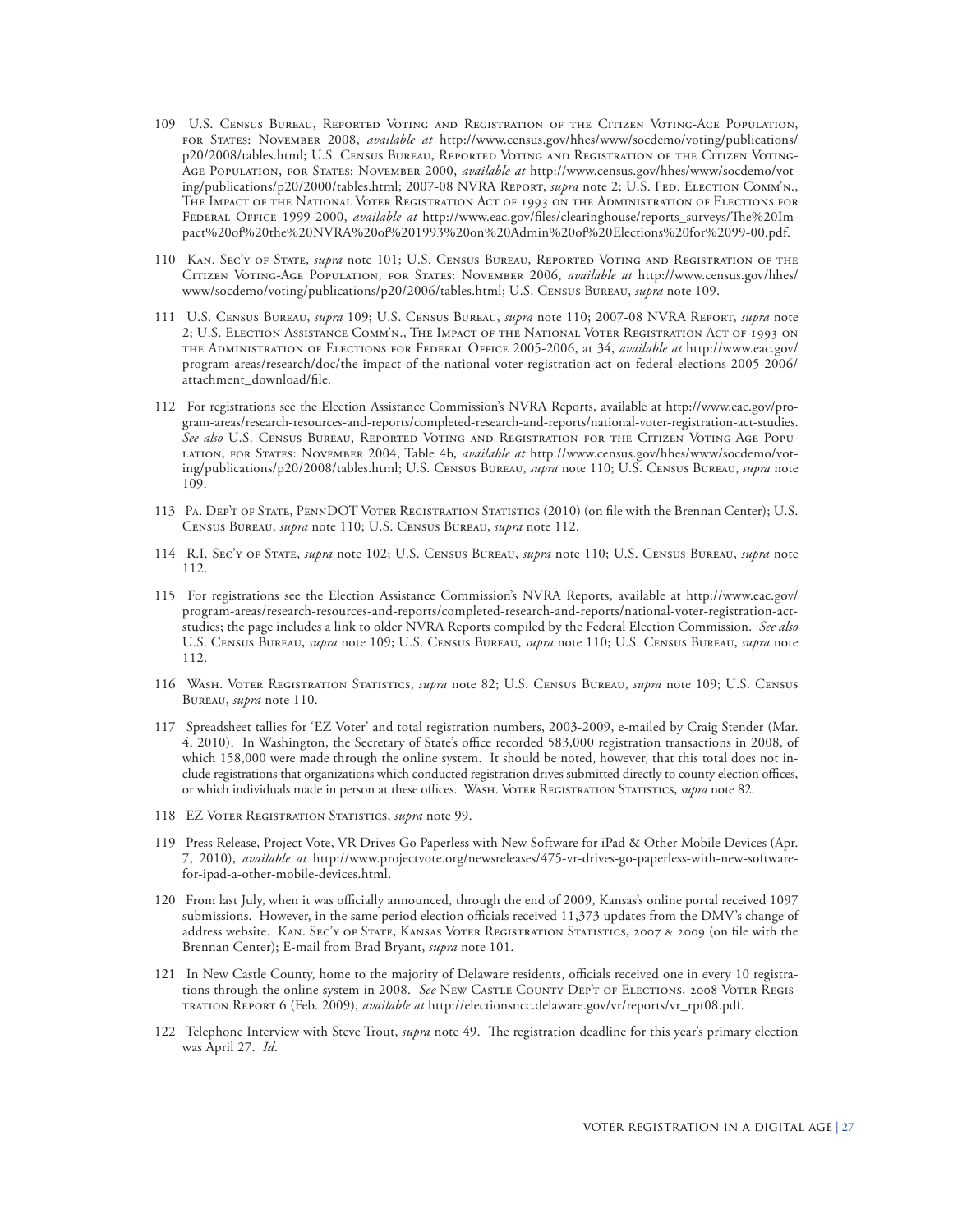109 U.S. Census Bureau, Reported Voting and Registration of the Citizen Voting-Age Population, for States: November 2008, *available at* http://www.census.gov/hhes/www/socdemo/voting/publications/p20/2008/tables.html; U.S. Census Bureau, Reported Voting and Registration of the Citizen Voting-Age Population, for States: November 2000, *available at* http://www.census.gov/hhes/www/socdemo/voting/publications/p20/2000/tables.html; 2007-08 NVRA Report, *supra* note 2; U.S. Fed. Election Comm'n., The Impact of the National Voter Registration Act of 1993 on the Administration of Elections for Federal Office 1999-2000, *available at* http://www.eac.gov/files/clearinghouse/reports_surveys/The%20Impact%20of%20the%20NVRA%20of%201993%20on%20Admin%20of%20Elections%20for%2099-00.pdf.

110 Kan. Sec'y of State, *supra* note 101; U.S. Census Bureau, Reported Voting and Registration of the Citizen Voting-Age Population, for States: November 2006, *available at* http://www.census.gov/hhes/www/socdemo/voting/publications/p20/2006/tables.html; U.S. Census Bureau, *supra* note 109.

111 U.S. Census Bureau, *supra* 109; U.S. Census Bureau, *supra* note 110; 2007-08 NVRA Report, *supra* note 2; U.S. Election Assistance Comm'n., The Impact of the National Voter Registration Act of 1993 on the Administration of Elections for Federal Office 2005-2006, at 34, *available at* http://www.eac.gov/program-areas/research/doc/the-impact-of-the-national-voter-registration-act-on-federal-elections-2005-2006/attachment_download/file.

112 For registrations see the Election Assistance Commission's NVRA Reports, available at http://www.eac.gov/program-areas/research-resources-and-reports/completed-research-and-reports/national-voter-registration-act-studies. *See also* U.S. Census Bureau, Reported Voting and Registration for the Citizen Voting-Age Population, for States: November 2004, Table 4b, *available at* http://www.census.gov/hhes/www/socdemo/voting/publications/p20/2008/tables.html; U.S. Census Bureau, *supra* note 110; U.S. Census Bureau, *supra* note 109.

113 Pa. Dep't of State, PennDOT Voter Registration Statistics (2010) (on file with the Brennan Center); U.S. Census Bureau, *supra* note 110; U.S. Census Bureau, *supra* note 112.

114 R.I. Sec'y of State, *supra* note 102; U.S. Census Bureau, *supra* note 110; U.S. Census Bureau, *supra* note 112.

115 For registrations see the Election Assistance Commission's NVRA Reports, available at http://www.eac.gov/program-areas/research-resources-and-reports/completed-research-and-reports/national-voter-registration-act-studies; the page includes a link to older NVRA Reports compiled by the Federal Election Commission. *See also* U.S. Census Bureau, *supra* note 109; U.S. Census Bureau, *supra* note 110; U.S. Census Bureau, *supra* note 112.

116 Wash. Voter Registration Statistics, *supra* note 82; U.S. Census Bureau, *supra* note 109; U.S. Census Bureau, *supra* note 110.

117 Spreadsheet tallies for 'EZ Voter' and total registration numbers, 2003-2009, e-mailed by Craig Stender (Mar. 4, 2010). In Washington, the Secretary of State's office recorded 583,000 registration transactions in 2008, of which 158,000 were made through the online system. It should be noted, however, that this total does not include registrations that organizations which conducted registration drives submitted directly to county election offices, or which individuals made in person at these offices. Wash. Voter Registration Statistics, *supra* note 82.

118 EZ Voter Registration Statistics, *supra* note 99.

119 Press Release, Project Vote, VR Drives Go Paperless with New Software for iPad & Other Mobile Devices (Apr. 7, 2010), *available at* http://www.projectvote.org/newsreleases/475-vr-drives-go-paperless-with-new-software-for-ipad-a-other-mobile-devices.html.

120 From last July, when it was officially announced, through the end of 2009, Kansas's online portal received 1097 submissions. However, in the same period election officials received 11,373 updates from the DMV's change of address website. Kan. Sec'y of State, Kansas Voter Registration Statistics, 2007 & 2009 (on file with the Brennan Center); E-mail from Brad Bryant, *supra* note 101.

121 In New Castle County, home to the majority of Delaware residents, officials received one in every 10 registrations through the online system in 2008. *See* New Castle County Dep't of Elections, 2008 Voter Registration Report 6 (Feb. 2009), *available at* http://electionsncc.delaware.gov/vr/reports/vr_rpt08.pdf.

122 Telephone Interview with Steve Trout, *supra* note 49. The registration deadline for this year's primary election was April 27. *Id*.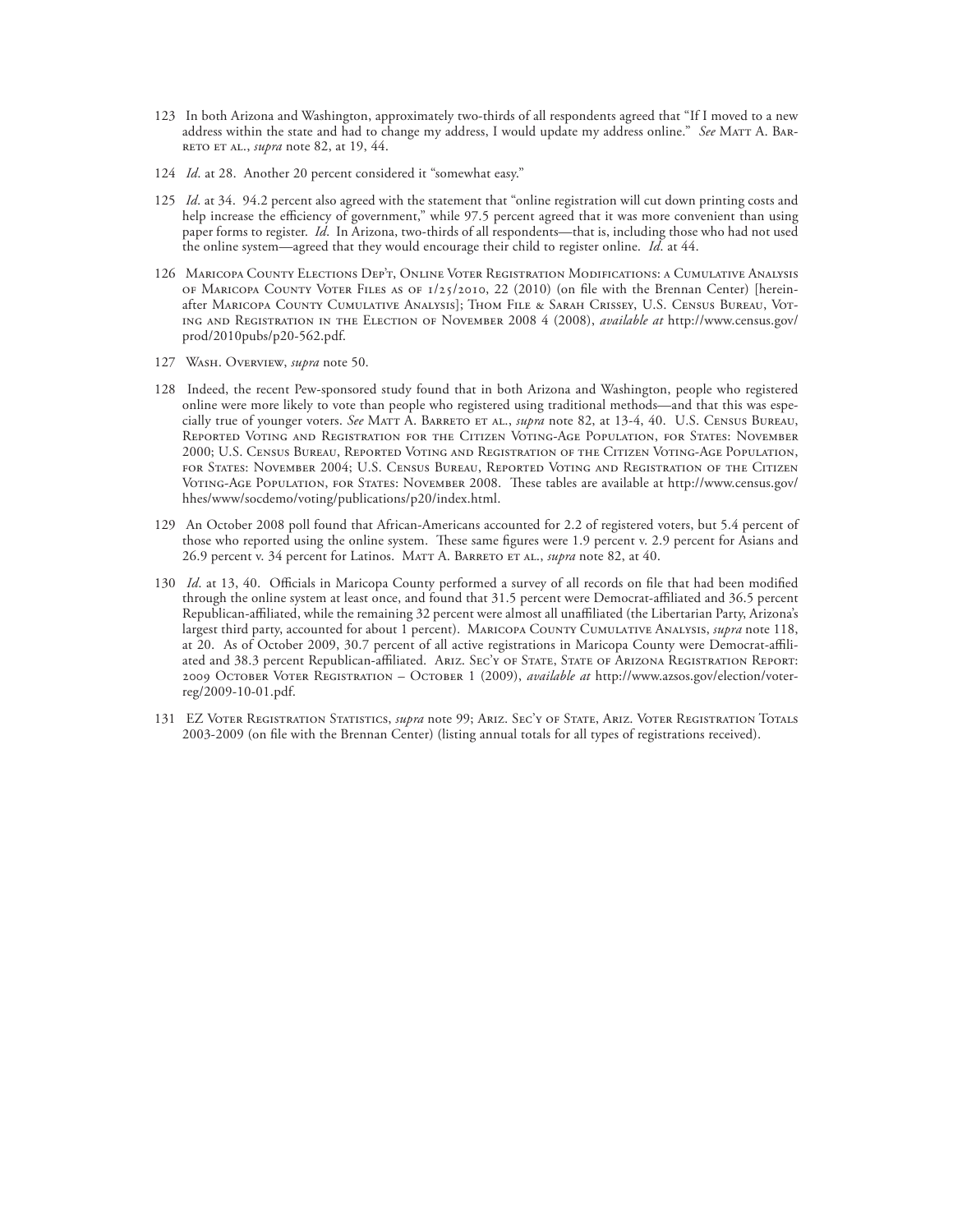123 In both Arizona and Washington, approximately two-thirds of all respondents agreed that "If I moved to a new address within the state and had to change my address, I would update my address online." *See* Matt A. Barreto et al., *supra* note 82, at 19, 44.

124 *Id*. at 28. Another 20 percent considered it "somewhat easy."

125 *Id*. at 34. 94.2 percent also agreed with the statement that "online registration will cut down printing costs and help increase the efficiency of government," while 97.5 percent agreed that it was more convenient than using paper forms to register. *Id*. In Arizona, two-thirds of all respondents—that is, including those who had not used the online system—agreed that they would encourage their child to register online. *Id*. at 44.

126 Maricopa County Elections Dep't, Online Voter Registration Modifications: a Cumulative Analysis of Maricopa County Voter Files as of 1/25/2010, 22 (2010) (on file with the Brennan Center) [hereinafter Maricopa County Cumulative Analysis]; Thom File & Sarah Crissey, U.S. Census Bureau, Voting and Registration in the Election of November 2008 4 (2008), *available at* http://www.census.gov/prod/2010pubs/p20-562.pdf.

127 Wash. Overview, *supra* note 50.

128 Indeed, the recent Pew-sponsored study found that in both Arizona and Washington, people who registered online were more likely to vote than people who registered using traditional methods—and that this was especially true of younger voters. *See* Matt A. Barreto et al., *supra* note 82, at 13-4, 40. U.S. Census Bureau, Reported Voting and Registration for the Citizen Voting-Age Population, for States: November 2000; U.S. Census Bureau, Reported Voting and Registration of the Citizen Voting-Age Population, for States: November 2004; U.S. Census Bureau, Reported Voting and Registration of the Citizen Voting-Age Population, for States: November 2008. These tables are available at http://www.census.gov/hhes/www/socdemo/voting/publications/p20/index.html.

129 An October 2008 poll found that African-Americans accounted for 2.2 of registered voters, but 5.4 percent of those who reported using the online system. These same figures were 1.9 percent v. 2.9 percent for Asians and 26.9 percent v. 34 percent for Latinos. Matt A. Barreto et al., *supra* note 82, at 40.

130 *Id*. at 13, 40. Officials in Maricopa County performed a survey of all records on file that had been modified through the online system at least once, and found that 31.5 percent were Democrat-affiliated and 36.5 percent Republican-affiliated, while the remaining 32 percent were almost all unaffiliated (the Libertarian Party, Arizona's largest third party, accounted for about 1 percent). Maricopa County Cumulative Analysis, *supra* note 118, at 20. As of October 2009, 30.7 percent of all active registrations in Maricopa County were Democrat-affiliated and 38.3 percent Republican-affiliated. Ariz. Sec'y of State, State of Arizona Registration Report: 2009 October Voter Registration – October 1 (2009), *available at* http://www.azsos.gov/election/voterreg/2009-10-01.pdf.

131 EZ Voter Registration Statistics, *supra* note 99; Ariz. Sec'y of State, Ariz. Voter Registration Totals 2003-2009 (on file with the Brennan Center) (listing annual totals for all types of registrations received).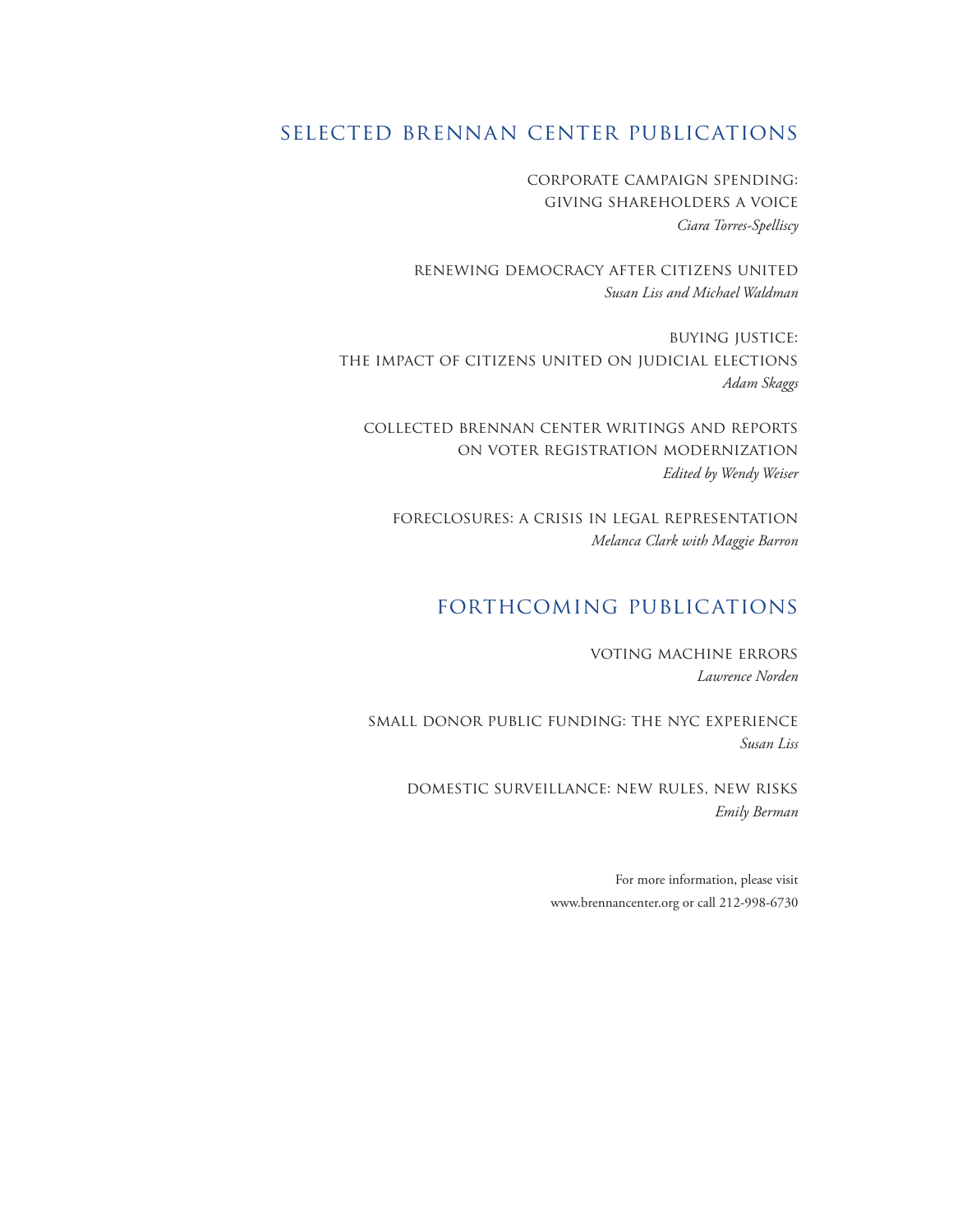## SELECTED BRENNAN CENTER PUBLICATIONS

CORPORATE CAMPAIGN SPENDING:
GIVING SHAREHOLDERS A VOICE
*Ciara Torres-Spelliscy*

RENEWING DEMOCRACY AFTER CITIZENS UNITED
*Susan Liss and Michael Waldman*

BUYING JUSTICE:
THE IMPACT OF CITIZENS UNITED ON JUDICIAL ELECTIONS
*Adam Skaggs*

COLLECTED BRENNAN CENTER WRITINGS AND REPORTS
ON VOTER REGISTRATION MODERNIZATION
*Edited by Wendy Weiser*

FORECLOSURES: A CRISIS IN LEGAL REPRESENTATION
*Melanca Clark with Maggie Barron*

## FORTHCOMING PUBLICATIONS

VOTING MACHINE ERRORS
*Lawrence Norden*

SMALL DONOR PUBLIC FUNDING: THE NYC EXPERIENCE
*Susan Liss*

DOMESTIC SURVEILLANCE: NEW RULES, NEW RISKS
*Emily Berman*

For more information, please visit
www.brennancenter.org or call 212-998-6730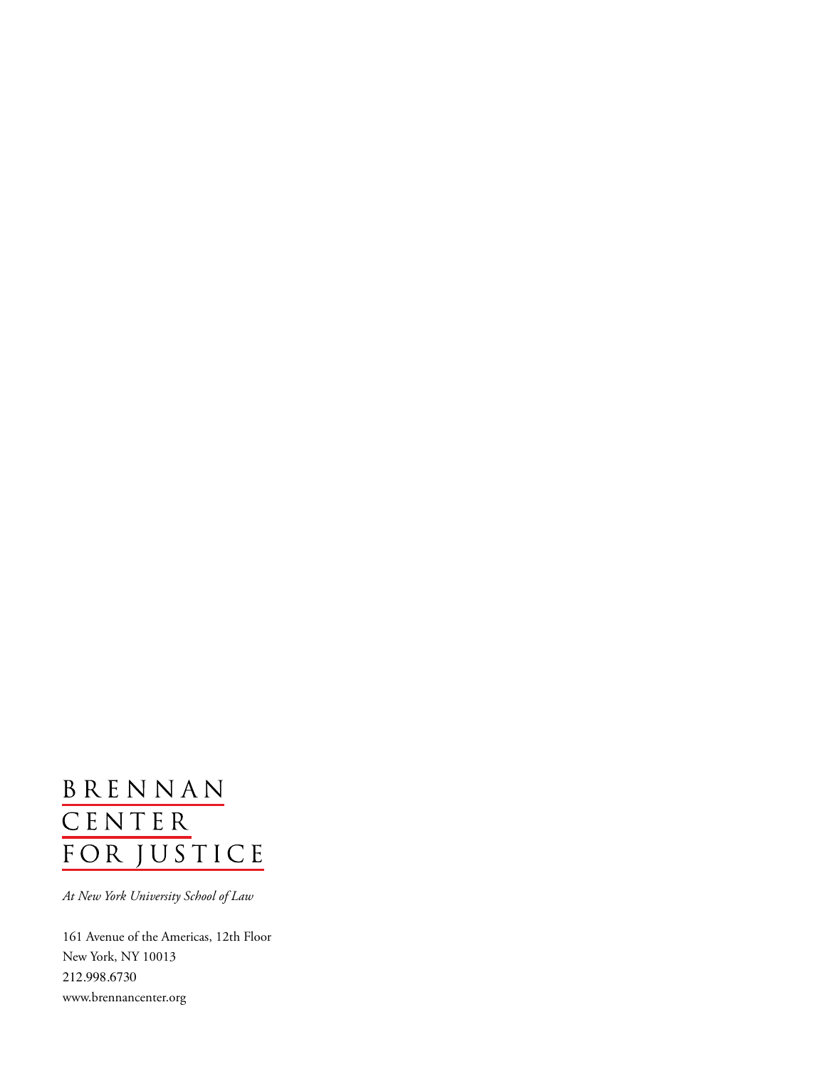BRENNAN
CENTER
FOR JUSTICE

*At New York University School of Law*

161 Avenue of the Americas, 12th Floor
New York, NY 10013
212.998.6730
www.brennancenter.org